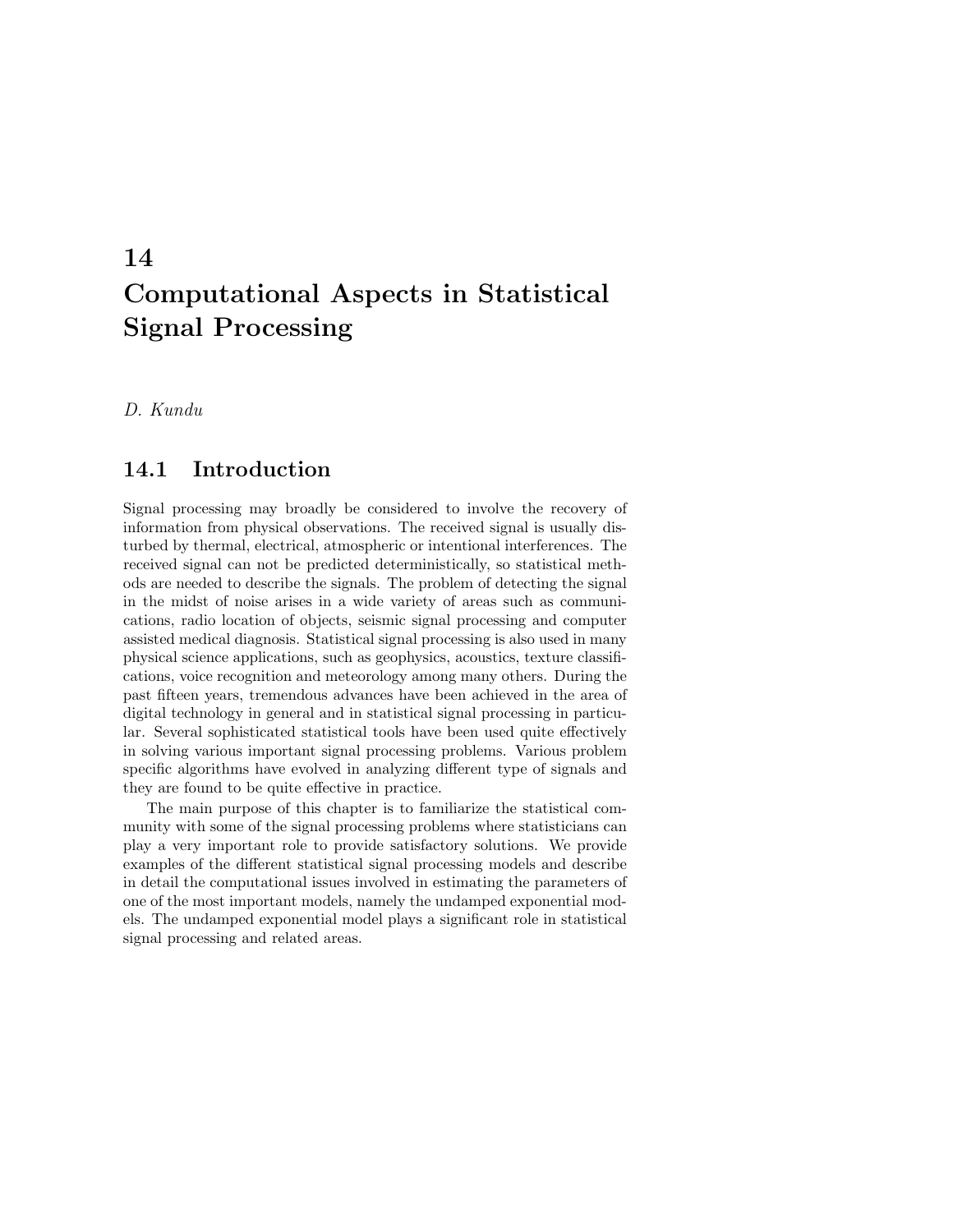# 14 Computational Aspects in Statistical Signal Processing

*D. Kundu*

## 14.1 Introduction

Signal processing may broadly be considered to involve the recovery of information from physical observations. The received signal is usually disturbed by thermal, electrical, atmospheric or intentional interferences. The received signal can not be predicted deterministically, so statistical methods are needed to describe the signals. The problem of detecting the signal in the midst of noise arises in a wide variety of areas such as communications, radio location of objects, seismic signal processing and computer assisted medical diagnosis. Statistical signal processing is also used in many physical science applications, such as geophysics, acoustics, texture classifications, voice recognition and meteorology among many others. During the past fifteen years, tremendous advances have been achieved in the area of digital technology in general and in statistical signal processing in particular. Several sophisticated statistical tools have been used quite effectively in solving various important signal processing problems. Various problem specific algorithms have evolved in analyzing different type of signals and they are found to be quite effective in practice.

The main purpose of this chapter is to familiarize the statistical community with some of the signal processing problems where statisticians can play a very important role to provide satisfactory solutions. We provide examples of the different statistical signal processing models and describe in detail the computational issues involved in estimating the parameters of one of the most important models, namely the undamped exponential models. The undamped exponential model plays a significant role in statistical signal processing and related areas.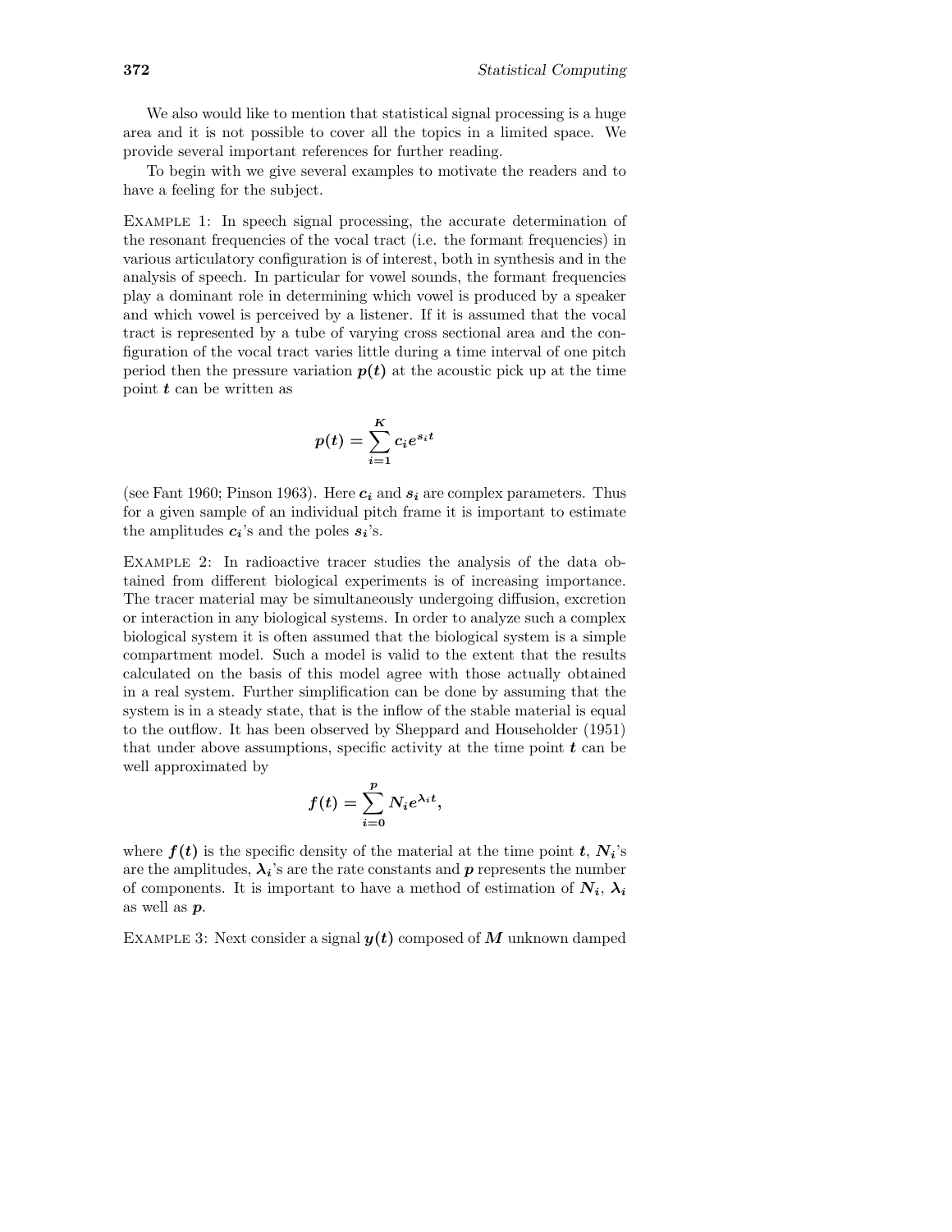We also would like to mention that statistical signal processing is a huge area and it is not possible to cover all the topics in a limited space. We provide several important references for further reading.

To begin with we give several examples to motivate the readers and to have a feeling for the subject.

EXAMPLE 1: In speech signal processing, the accurate determination of the resonant frequencies of the vocal tract (i.e. the formant frequencies) in various articulatory configuration is of interest, both in synthesis and in the analysis of speech. In particular for vowel sounds, the formant frequencies play a dominant role in determining which vowel is produced by a speaker and which vowel is perceived by a listener. If it is assumed that the vocal tract is represented by a tube of varying cross sectional area and the configuration of the vocal tract varies little during a time interval of one pitch period then the pressure variation $p(t)$ at the acoustic pick up at the time point $t$ can be written as

$$p(t) = \sum_{i=1}^{K} c_i e^{s_i t}$$

(see Fant 1960; Pinson 1963). Here $c_i$ and $s_i$ are complex parameters. Thus for a given sample of an individual pitch frame it is important to estimate the amplitudes $c_i$'s and the poles $s_i$'s.

EXAMPLE 2: In radioactive tracer studies the analysis of the data obtained from different biological experiments is of increasing importance. The tracer material may be simultaneously undergoing diffusion, excretion or interaction in any biological systems. In order to analyze such a complex biological system it is often assumed that the biological system is a simple compartment model. Such a model is valid to the extent that the results calculated on the basis of this model agree with those actually obtained in a real system. Further simplification can be done by assuming that the system is in a steady state, that is the inflow of the stable material is equal to the outflow. It has been observed by Sheppard and Householder (1951) that under above assumptions, specific activity at the time point $t$ can be well approximated by

$$f(t) = \sum_{i=0}^{p} N_i e^{\lambda_i t},$$

where $f(t)$ is the specific density of the material at the time point $t$, $N_i$'s are the amplitudes, $\lambda_i$'s are the rate constants and $p$ represents the number of components. It is important to have a method of estimation of $N_i$, $\lambda_i$ as well as $p$.

EXAMPLE 3: Next consider a signal $y(t)$ composed of $M$ unknown damped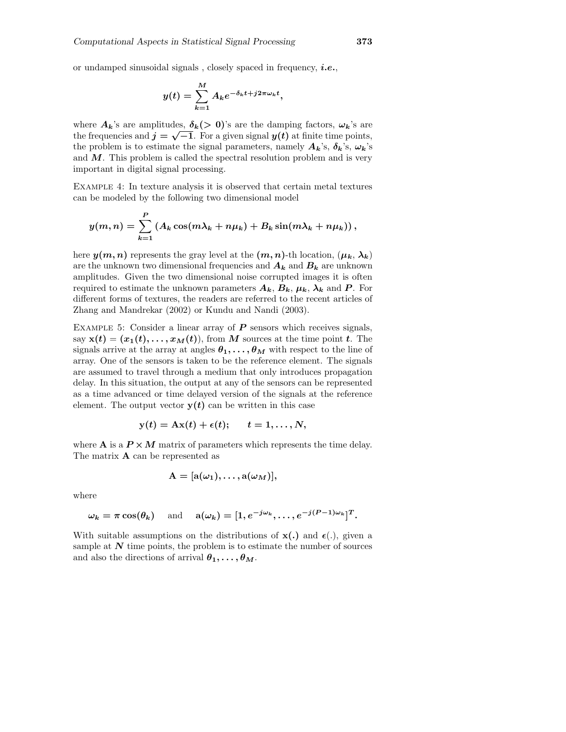or undamped sinusoidal signals , closely spaced in frequency, ***i.e.***,

$$y(t) = \sum_{k=1}^{M} A_k e^{-\delta_k t + j2\pi\omega_k t},$$

where $A_k$'s are amplitudes, $\delta_k (> 0)$'s are the damping factors, $\omega_k$'s are the frequencies and $j = \sqrt{-1}$. For a given signal $y(t)$ at finite time points, the problem is to estimate the signal parameters, namely $A_k$'s, $\delta_k$'s, $\omega_k$'s and $M$. This problem is called the spectral resolution problem and is very important in digital signal processing.

Example 4: In texture analysis it is observed that certain metal textures can be modeled by the following two dimensional model

$$y(m,n) = \sum_{k=1}^{P} \left( A_k \cos(m\lambda_k + n\mu_k) + B_k \sin(m\lambda_k + n\mu_k) \right),$$

here $y(m,n)$ represents the gray level at the $(m,n)$-th location, $(\mu_k, \lambda_k)$ are the unknown two dimensional frequencies and $A_k$ and $B_k$ are unknown amplitudes. Given the two dimensional noise corrupted images it is often required to estimate the unknown parameters $A_k$, $B_k$, $\mu_k$, $\lambda_k$ and $P$. For different forms of textures, the readers are referred to the recent articles of Zhang and Mandrekar (2002) or Kundu and Nandi (2003).

Example 5: Consider a linear array of $P$ sensors which receives signals, say $\mathbf{x}(t) = (x_1(t), \ldots, x_M(t))$, from $M$ sources at the time point $t$. The signals arrive at the array at angles $\theta_1, \ldots, \theta_M$ with respect to the line of array. One of the sensors is taken to be the reference element. The signals are assumed to travel through a medium that only introduces propagation delay. In this situation, the output at any of the sensors can be represented as a time advanced or time delayed version of the signals at the reference element. The output vector $\mathbf{y}(t)$ can be written in this case

$$\mathbf{y}(t) = \mathbf{A}\mathbf{x}(t) + \epsilon(t); \qquad t = 1, \ldots, N,$$

where $\mathbf{A}$ is a $P \times M$ matrix of parameters which represents the time delay. The matrix $\mathbf{A}$ can be represented as

$$\mathbf{A} = [\mathbf{a}(\omega_1), \ldots, \mathbf{a}(\omega_M)],$$

where

$$\omega_k = \pi \cos(\theta_k) \quad \text{ and } \quad \mathbf{a}(\omega_k) = [1, e^{-j\omega_k}, \ldots, e^{-j(P-1)\omega_k}]^T.$$

With suitable assumptions on the distributions of $\mathbf{x}(.)$ and $\epsilon(.)$, given a sample at $N$ time points, the problem is to estimate the number of sources and also the directions of arrival $\theta_1, \ldots, \theta_M$.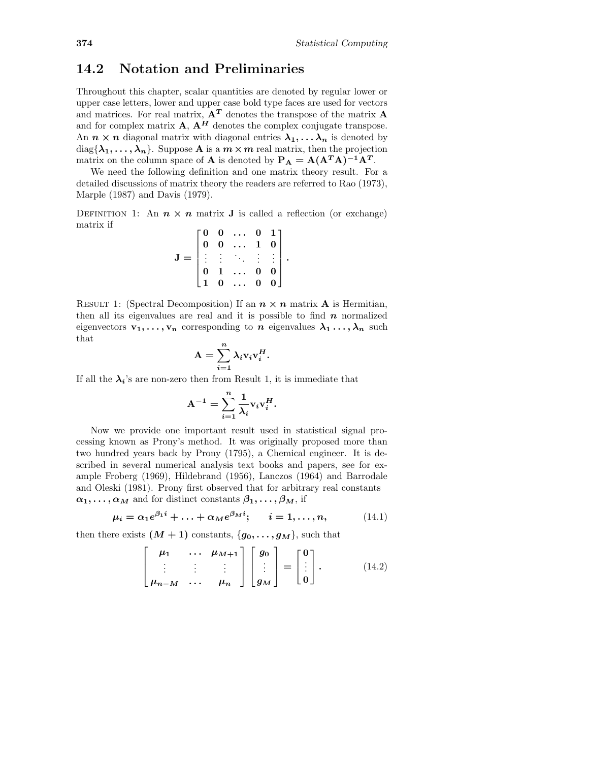## 14.2 Notation and Preliminaries

Throughout this chapter, scalar quantities are denoted by regular lower or upper case letters, lower and upper case bold type faces are used for vectors and matrices. For real matrix, $\mathbf{A}^T$ denotes the transpose of the matrix $\mathbf{A}$ and for complex matrix $\mathbf{A}$, $\mathbf{A}^H$ denotes the complex conjugate transpose. An $n \times n$ diagonal matrix with diagonal entries $\lambda_1, \ldots \lambda_n$ is denoted by $\text{diag}\{\lambda_1, \ldots, \lambda_n\}$. Suppose $\mathbf{A}$ is a $m \times m$ real matrix, then the projection matrix on the column space of $\mathbf{A}$ is denoted by $\mathbf{P_A} = \mathbf{A}(\mathbf{A}^T\mathbf{A})^{-1}\mathbf{A}^T$.

We need the following definition and one matrix theory result. For a detailed discussions of matrix theory the readers are referred to Rao (1973), Marple (1987) and Davis (1979).

DEFINITION 1: An $n \times n$ matrix $\mathbf{J}$ is called a reflection (or exchange) matrix if

$$\mathbf{J} = \begin{bmatrix} 0 & 0 & \ldots & 0 & 1 \\ 0 & 0 & \ldots & 1 & 0 \\ \vdots & \vdots & \ddots & \vdots & \vdots \\ 0 & 1 & \ldots & 0 & 0 \\ 1 & 0 & \ldots & 0 & 0 \end{bmatrix}.$$

RESULT 1: (Spectral Decomposition) If an $n \times n$ matrix $\mathbf{A}$ is Hermitian, then all its eigenvalues are real and it is possible to find $n$ normalized eigenvectors $\mathbf{v_1}, \ldots, \mathbf{v_n}$ corresponding to $n$ eigenvalues $\lambda_1 \ldots, \lambda_n$ such that

$$\mathbf{A} = \sum_{i=1}^{n} \lambda_i \mathbf{v}_i \mathbf{v}_i^H.$$

If all the $\lambda_i$'s are non-zero then from Result 1, it is immediate that

$$\mathbf{A}^{-1} = \sum_{i=1}^{n} \frac{1}{\lambda_i} \mathbf{v}_i \mathbf{v}_i^H.$$

Now we provide one important result used in statistical signal processing known as Prony's method. It was originally proposed more than two hundred years back by Prony (1795), a Chemical engineer. It is described in several numerical analysis text books and papers, see for example Froberg (1969), Hildebrand (1956), Lanczos (1964) and Barrodale and Oleski (1981). Prony first observed that for arbitrary real constants $\alpha_1, \ldots, \alpha_M$ and for distinct constants $\beta_1, \ldots, \beta_M$, if

$$\mu_i = \alpha_1 e^{\beta_1 i} + \ldots + \alpha_M e^{\beta_M i}; \qquad i = 1, \ldots, n, \tag{14.1}$$

then there exists $(M+1)$ constants, $\{g_0, \ldots, g_M\}$, such that

$$\begin{bmatrix} \mu_1 & \ldots & \mu_{M+1} \\ \vdots & \vdots & \vdots \\ \mu_{n-M} & \ldots & \mu_n \end{bmatrix} \begin{bmatrix} g_0 \\ \vdots \\ g_M \end{bmatrix} = \begin{bmatrix} 0 \\ \vdots \\ 0 \end{bmatrix}. \tag{14.2}$$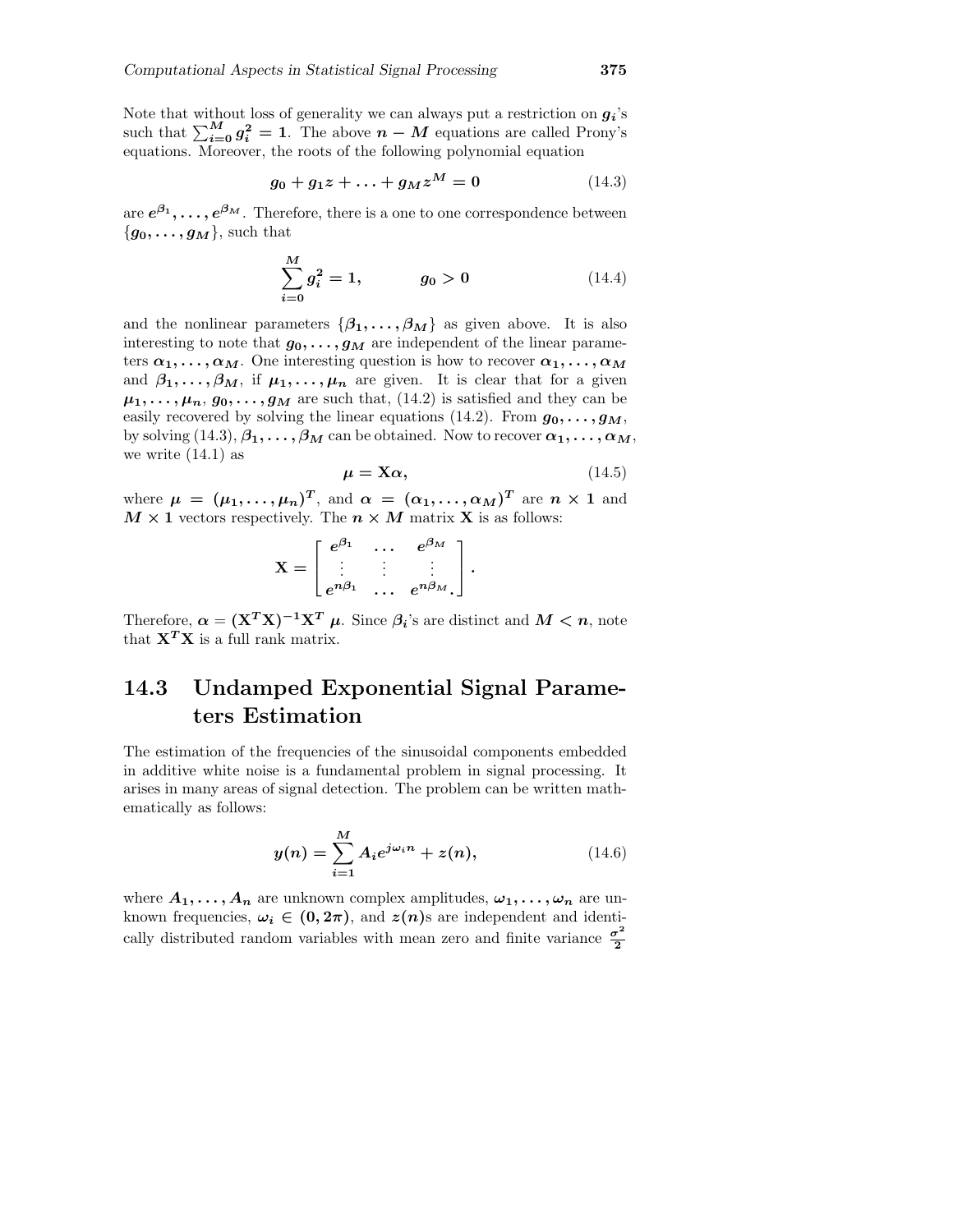Note that without loss of generality we can always put a restriction on $g_i$'s such that $\sum_{i=0}^{M} g_i^2 = 1$. The above $n - M$ equations are called Prony's equations. Moreover, the roots of the following polynomial equation

$$g_0 + g_1 z + \ldots + g_M z^M = 0 \tag{14.3}$$

are $e^{\beta_1}, \ldots, e^{\beta_M}$. Therefore, there is a one to one correspondence between $\{g_0, \ldots, g_M\}$, such that

$$\sum_{i=0}^{M} g_i^2 = 1, \qquad g_0 > 0 \tag{14.4}$$

and the nonlinear parameters $\{\beta_1, \ldots, \beta_M\}$ as given above. It is also interesting to note that $g_0, \ldots, g_M$ are independent of the linear parameters $\alpha_1, \ldots, \alpha_M$. One interesting question is how to recover $\alpha_1, \ldots, \alpha_M$ and $\beta_1, \ldots, \beta_M$, if $\mu_1, \ldots, \mu_n$ are given. It is clear that for a given $\mu_1, \ldots, \mu_n$, $g_0, \ldots, g_M$ are such that, (14.2) is satisfied and they can be easily recovered by solving the linear equations (14.2). From $g_0, \ldots, g_M$, by solving (14.3), $\beta_1, \ldots, \beta_M$ can be obtained. Now to recover $\alpha_1, \ldots, \alpha_M$, we write (14.1) as

$$\boldsymbol{\mu} = \mathbf{X}\boldsymbol{\alpha}, \tag{14.5}$$

where $\boldsymbol{\mu} = (\mu_1, \ldots, \mu_n)^T$, and $\boldsymbol{\alpha} = (\alpha_1, \ldots, \alpha_M)^T$ are $n \times 1$ and $M \times 1$ vectors respectively. The $n \times M$ matrix $\mathbf{X}$ is as follows:

$$\mathbf{X} = \begin{bmatrix} e^{\beta_1} & \ldots & e^{\beta_M} \\ \vdots & \vdots & \vdots \\ e^{n\beta_1} & \ldots & e^{n\beta_M}. \end{bmatrix}.$$

Therefore, $\boldsymbol{\alpha} = (\mathbf{X}^T\mathbf{X})^{-1}\mathbf{X}^T \boldsymbol{\mu}$. Since $\beta_i$'s are distinct and $M < n$, note that $\mathbf{X}^T\mathbf{X}$ is a full rank matrix.

## 14.3 Undamped Exponential Signal Parameters Estimation

The estimation of the frequencies of the sinusoidal components embedded in additive white noise is a fundamental problem in signal processing. It arises in many areas of signal detection. The problem can be written mathematically as follows:

$$y(n) = \sum_{i=1}^{M} A_i e^{j\omega_i n} + z(n), \tag{14.6}$$

where $A_1, \ldots, A_n$ are unknown complex amplitudes, $\omega_1, \ldots, \omega_n$ are unknown frequencies, $\omega_i \in (0, 2\pi)$, and $z(n)$s are independent and identically distributed random variables with mean zero and finite variance $\frac{\sigma^2}{2}$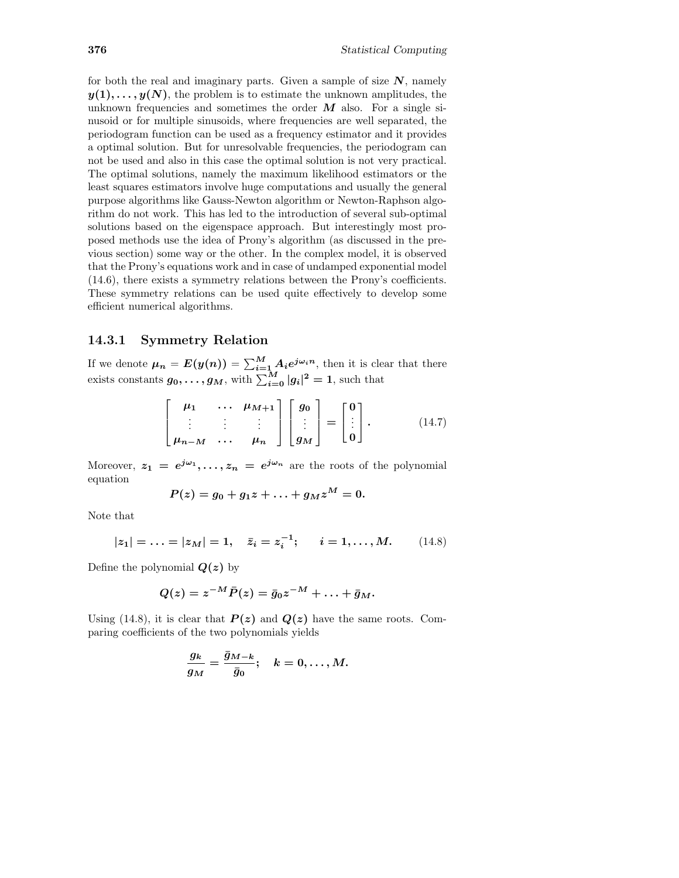for both the real and imaginary parts. Given a sample of size $N$, namely $y(1), \ldots, y(N)$, the problem is to estimate the unknown amplitudes, the unknown frequencies and sometimes the order $M$ also. For a single sinusoid or for multiple sinusoids, where frequencies are well separated, the periodogram function can be used as a frequency estimator and it provides a optimal solution. But for unresolvable frequencies, the periodogram can not be used and also in this case the optimal solution is not very practical. The optimal solutions, namely the maximum likelihood estimators or the least squares estimators involve huge computations and usually the general purpose algorithms like Gauss-Newton algorithm or Newton-Raphson algorithm do not work. This has led to the introduction of several sub-optimal solutions based on the eigenspace approach. But interestingly most proposed methods use the idea of Prony's algorithm (as discussed in the previous section) some way or the other. In the complex model, it is observed that the Prony's equations work and in case of undamped exponential model (14.6), there exists a symmetry relations between the Prony's coefficients. These symmetry relations can be used quite effectively to develop some efficient numerical algorithms.

### 14.3.1 Symmetry Relation

If we denote $\mu_n = E(y(n)) = \sum_{i=1}^{M} A_i e^{j\omega_i n}$, then it is clear that there exists constants $g_0, \ldots, g_M$, with $\sum_{i=0}^{M} |g_i|^2 = 1$, such that

$$
\begin{bmatrix} \mu_1 & \cdots & \mu_{M+1} \\ \vdots & \vdots & \vdots \\ \mu_{n-M} & \cdots & \mu_n \end{bmatrix} \begin{bmatrix} g_0 \\ \vdots \\ g_M \end{bmatrix} = \begin{bmatrix} 0 \\ \vdots \\ 0 \end{bmatrix}. \tag{14.7}
$$

Moreover, $z_1 = e^{j\omega_1}, \ldots, z_n = e^{j\omega_n}$ are the roots of the polynomial equation

$$
P(z) = g_0 + g_1 z + \ldots + g_M z^M = 0.
$$

Note that

$$
|z_1| = \ldots = |z_M| = 1, \quad \bar{z}_i = z_i^{-1}; \qquad i = 1, \ldots, M. \tag{14.8}
$$

Define the polynomial $Q(z)$ by

$$
Q(z) = z^{-M} \bar{P}(z) = \bar{g}_0 z^{-M} + \ldots + \bar{g}_M.
$$

Using (14.8), it is clear that $P(z)$ and $Q(z)$ have the same roots. Comparing coefficients of the two polynomials yields

$$
\frac{g_k}{g_M} = \frac{\bar{g}_{M-k}}{\bar{g}_0}; \quad k = 0, \ldots, M.
$$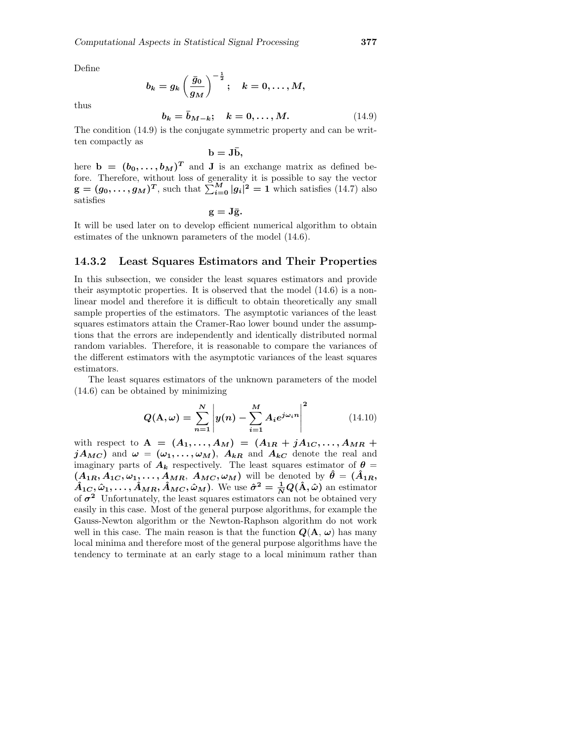Define

$$b_k = g_k \left( \frac{\bar{g}_0}{g_M} \right)^{-\frac{1}{2}}; \quad k = 0, \ldots, M,$$

thus

$$b_k = \bar{b}_{M-k}; \quad k = 0, \ldots, M. \tag{14.9}$$

The condition (14.9) is the conjugate symmetric property and can be written compactly as

$$\mathbf{b} = \mathbf{J}\bar{\mathbf{b}},$$

here $\mathbf{b} = (b_0, \ldots, b_M)^T$ and $\mathbf{J}$ is an exchange matrix as defined before. Therefore, without loss of generality it is possible to say the vector $\mathbf{g} = (g_0, \ldots, g_M)^T$, such that $\sum_{i=0}^{M} |g_i|^2 = 1$ which satisfies (14.7) also satisfies

$$\mathbf{g} = \mathbf{J}\bar{\mathbf{g}}.$$

It will be used later on to develop efficient numerical algorithm to obtain estimates of the unknown parameters of the model (14.6).

### 14.3.2 Least Squares Estimators and Their Properties

In this subsection, we consider the least squares estimators and provide their asymptotic properties. It is observed that the model (14.6) is a nonlinear model and therefore it is difficult to obtain theoretically any small sample properties of the estimators. The asymptotic variances of the least squares estimators attain the Cramer-Rao lower bound under the assumptions that the errors are independently and identically distributed normal random variables. Therefore, it is reasonable to compare the variances of the different estimators with the asymptotic variances of the least squares estimators.

The least squares estimators of the unknown parameters of the model (14.6) can be obtained by minimizing

$$Q(\mathbf{A}, \boldsymbol{\omega}) = \sum_{n=1}^{N} \left| y(n) - \sum_{i=1}^{M} A_i e^{j\omega_i n} \right|^2 \tag{14.10}$$

with respect to $\mathbf{A} = (A_1, \ldots, A_M) = (A_{1R} + jA_{1C}, \ldots, A_{MR} + jA_{MC})$ and $\boldsymbol{\omega} = (\omega_1, \ldots, \omega_M)$, $A_{kR}$ and $A_{kC}$ denote the real and imaginary parts of $A_k$ respectively. The least squares estimator of $\boldsymbol{\theta} = (A_{1R}, A_{1C}, \omega_1, \ldots, A_{MR}, A_{MC}, \omega_M)$ will be denoted by $\hat{\boldsymbol{\theta}} = (\hat{A}_{1R}, \hat{A}_{1C}, \hat{\omega}_1, \ldots, \hat{A}_{MR}, \hat{A}_{MC}, \hat{\omega}_M)$. We use $\hat{\sigma}^2 = \frac{1}{N} Q(\hat{\mathbf{A}}, \hat{\boldsymbol{\omega}})$ an estimator of $\sigma^2$ Unfortunately, the least squares estimators can not be obtained very easily in this case. Most of the general purpose algorithms, for example the Gauss-Newton algorithm or the Newton-Raphson algorithm do not work well in this case. The main reason is that the function $Q(\mathbf{A}, \boldsymbol{\omega})$ has many local minima and therefore most of the general purpose algorithms have the tendency to terminate at an early stage to a local minimum rather than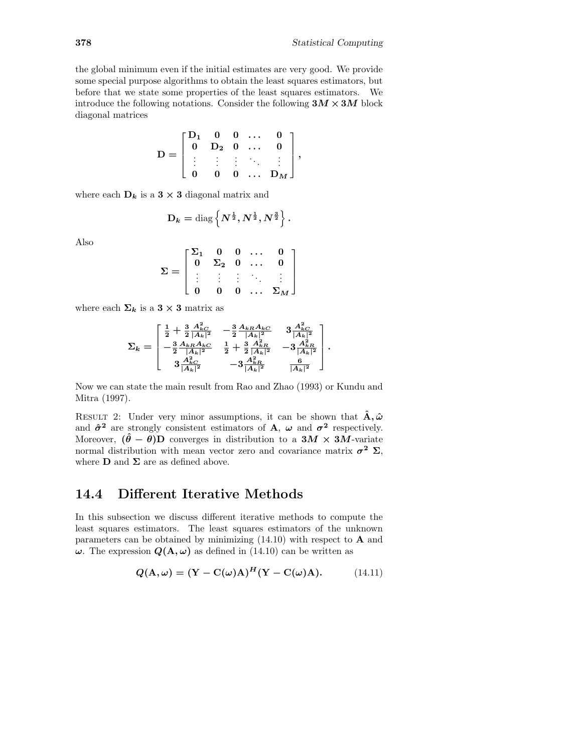the global minimum even if the initial estimates are very good. We provide some special purpose algorithms to obtain the least squares estimators, but before that we state some properties of the least squares estimators. We introduce the following notations. Consider the following $3M \times 3M$ block diagonal matrices

$$
\mathbf{D} = \begin{bmatrix} \mathbf{D_1} & \mathbf{0} & \mathbf{0} & \dots & \mathbf{0} \\ \mathbf{0} & \mathbf{D_2} & \mathbf{0} & \dots & \mathbf{0} \\ \vdots & \vdots & \vdots & \ddots & \vdots \\ \mathbf{0} & \mathbf{0} & \mathbf{0} & \dots & \mathbf{D_M} \end{bmatrix},
$$

where each $\mathbf{D_k}$ is a $3 \times 3$ diagonal matrix and

$$
\mathbf{D_k} = \text{diag}\left\{ N^{\frac{1}{2}}, N^{\frac{1}{2}}, N^{\frac{3}{2}} \right\}.
$$

Also

$$
\mathbf{\Sigma} = \begin{bmatrix} \mathbf{\Sigma_1} & \mathbf{0} & \mathbf{0} & \dots & \mathbf{0} \\ \mathbf{0} & \mathbf{\Sigma_2} & \mathbf{0} & \dots & \mathbf{0} \\ \vdots & \vdots & \vdots & \ddots & \vdots \\ \mathbf{0} & \mathbf{0} & \mathbf{0} & \dots & \mathbf{\Sigma_M} \end{bmatrix}
$$

where each $\mathbf{\Sigma_k}$ is a $3 \times 3$ matrix as

$$
\mathbf{\Sigma_k} = \begin{bmatrix} \frac{1}{2} + \frac{3}{2}\frac{A_{kC}^2}{|A_k|^2} & -\frac{3}{2}\frac{A_{kR}A_{kC}}{|A_k|^2} & 3\frac{A_{kC}^2}{|A_k|^2} \\ -\frac{3}{2}\frac{A_{kR}A_{kC}}{|A_k|^2} & \frac{1}{2} + \frac{3}{2}\frac{A_{kR}^2}{|A_k|^2} & -3\frac{A_{kR}^2}{|A_k|^2} \\ 3\frac{A_{kC}^2}{|A_k|^2} & -3\frac{A_{kR}^2}{|A_k|^2} & \frac{6}{|A_k|^2} \end{bmatrix}.
$$

Now we can state the main result from Rao and Zhao (1993) or Kundu and Mitra (1997).

RESULT 2: Under very minor assumptions, it can be shown that $\hat{\mathbf{A}}, \hat{\boldsymbol{\omega}}$ and $\hat{\boldsymbol{\sigma}}^2$ are strongly consistent estimators of $\mathbf{A}$, $\boldsymbol{\omega}$ and $\boldsymbol{\sigma}^2$ respectively. Moreover, $(\hat{\theta} - \theta)\mathbf{D}$ converges in distribution to a $3M \times 3M$-variate normal distribution with mean vector zero and covariance matrix $\sigma^2\ \mathbf{\Sigma}$, where $\mathbf{D}$ and $\mathbf{\Sigma}$ are as defined above.

## 14.4 Different Iterative Methods

In this subsection we discuss different iterative methods to compute the least squares estimators. The least squares estimators of the unknown parameters can be obtained by minimizing (14.10) with respect to $\mathbf{A}$ and $\boldsymbol{\omega}$. The expression $Q(\mathbf{A}, \boldsymbol{\omega})$ as defined in (14.10) can be written as

$$
Q(\mathbf{A}, \boldsymbol{\omega}) = (\mathbf{Y} - \mathbf{C}(\boldsymbol{\omega})\mathbf{A})^H(\mathbf{Y} - \mathbf{C}(\boldsymbol{\omega})\mathbf{A}). \tag{14.11}
$$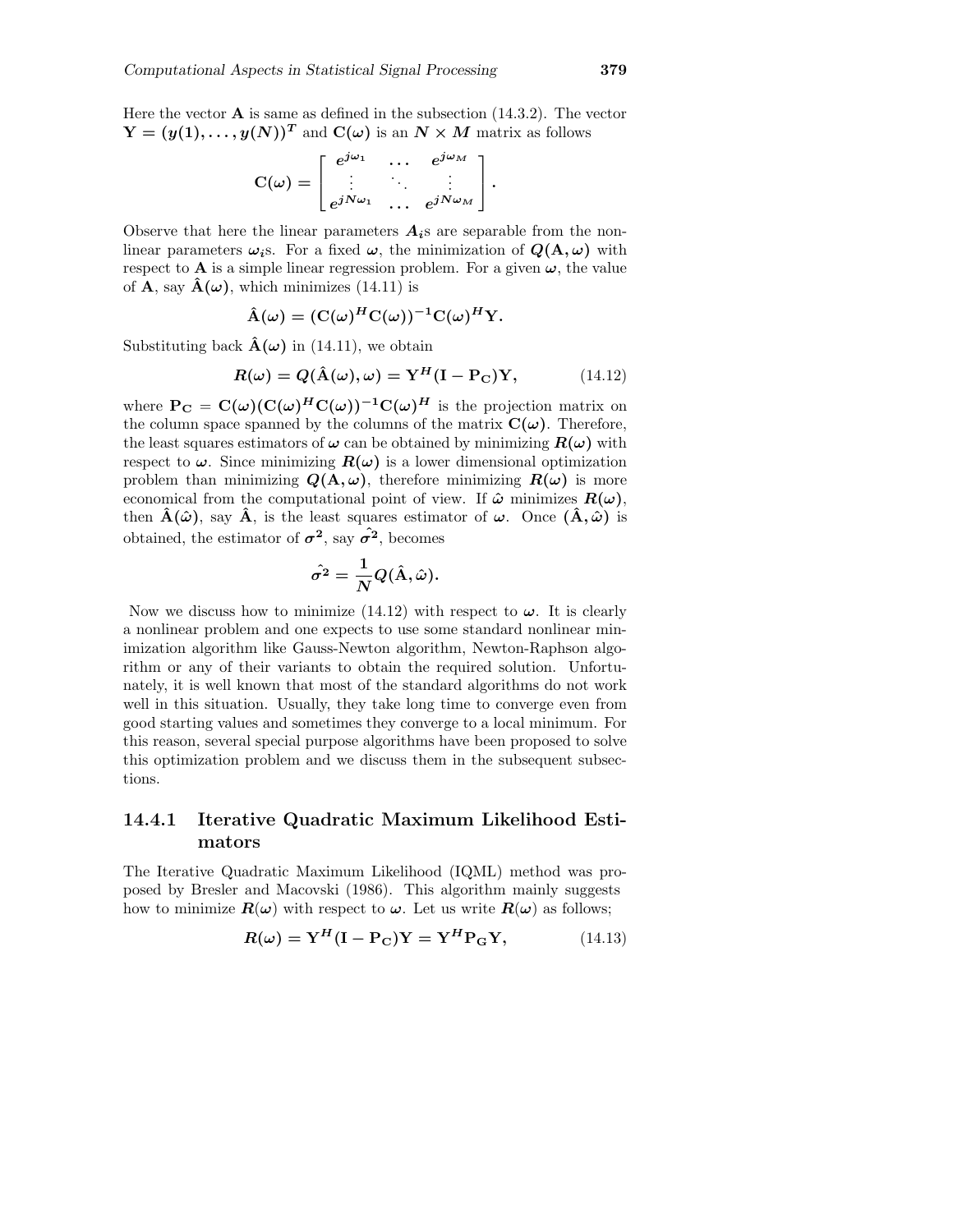Here the vector $\mathbf{A}$ is same as defined in the subsection (14.3.2). The vector $\mathbf{Y} = (y(1), \ldots, y(N))^T$ and $\mathbf{C}(\omega)$ is an $N \times M$ matrix as follows

$$\mathbf{C}(\omega) = \begin{bmatrix} e^{j\omega_1} & \ldots & e^{j\omega_M} \\ \vdots & \ddots & \vdots \\ e^{jN\omega_1} & \ldots & e^{jN\omega_M} \end{bmatrix}.$$

Observe that here the linear parameters $A_i$s are separable from the non-linear parameters $\omega_i$s. For a fixed $\omega$, the minimization of $Q(\mathbf{A}, \omega)$ with respect to $\mathbf{A}$ is a simple linear regression problem. For a given $\omega$, the value of $\mathbf{A}$, say $\hat{\mathbf{A}}(\omega)$, which minimizes (14.11) is

$$\hat{\mathbf{A}}(\omega) = (\mathbf{C}(\omega)^H \mathbf{C}(\omega))^{-1} \mathbf{C}(\omega)^H \mathbf{Y}.$$

Substituting back $\hat{\mathbf{A}}(\omega)$ in (14.11), we obtain

$$R(\omega) = Q(\hat{\mathbf{A}}(\omega), \omega) = \mathbf{Y}^H (\mathbf{I} - \mathbf{P_C}) \mathbf{Y}, \tag{14.12}$$

where $\mathbf{P_C} = \mathbf{C}(\omega)(\mathbf{C}(\omega)^H \mathbf{C}(\omega))^{-1} \mathbf{C}(\omega)^H$ is the projection matrix on the column space spanned by the columns of the matrix $\mathbf{C}(\omega)$. Therefore, the least squares estimators of $\omega$ can be obtained by minimizing $R(\omega)$ with respect to $\omega$. Since minimizing $R(\omega)$ is a lower dimensional optimization problem than minimizing $Q(\mathbf{A}, \omega)$, therefore minimizing $R(\omega)$ is more economical from the computational point of view. If $\hat{\omega}$ minimizes $R(\omega)$, then $\hat{\mathbf{A}}(\hat{\omega})$, say $\hat{\mathbf{A}}$, is the least squares estimator of $\omega$. Once $(\hat{\mathbf{A}}, \hat{\omega})$ is obtained, the estimator of $\sigma^2$, say $\hat{\sigma^2}$, becomes

$$\hat{\sigma^2} = \frac{1}{N} Q(\hat{\mathbf{A}}, \hat{\omega}).$$

Now we discuss how to minimize (14.12) with respect to $\omega$. It is clearly a nonlinear problem and one expects to use some standard nonlinear minimization algorithm like Gauss-Newton algorithm, Newton-Raphson algorithm or any of their variants to obtain the required solution. Unfortunately, it is well known that most of the standard algorithms do not work well in this situation. Usually, they take long time to converge even from good starting values and sometimes they converge to a local minimum. For this reason, several special purpose algorithms have been proposed to solve this optimization problem and we discuss them in the subsequent subsections.

### 14.4.1 Iterative Quadratic Maximum Likelihood Estimators

The Iterative Quadratic Maximum Likelihood (IQML) method was proposed by Bresler and Macovski (1986). This algorithm mainly suggests how to minimize $R(\omega)$ with respect to $\omega$. Let us write $R(\omega)$ as follows;

$$R(\omega) = \mathbf{Y}^H (\mathbf{I} - \mathbf{P_C}) \mathbf{Y} = \mathbf{Y}^H \mathbf{P_G} \mathbf{Y}, \tag{14.13}$$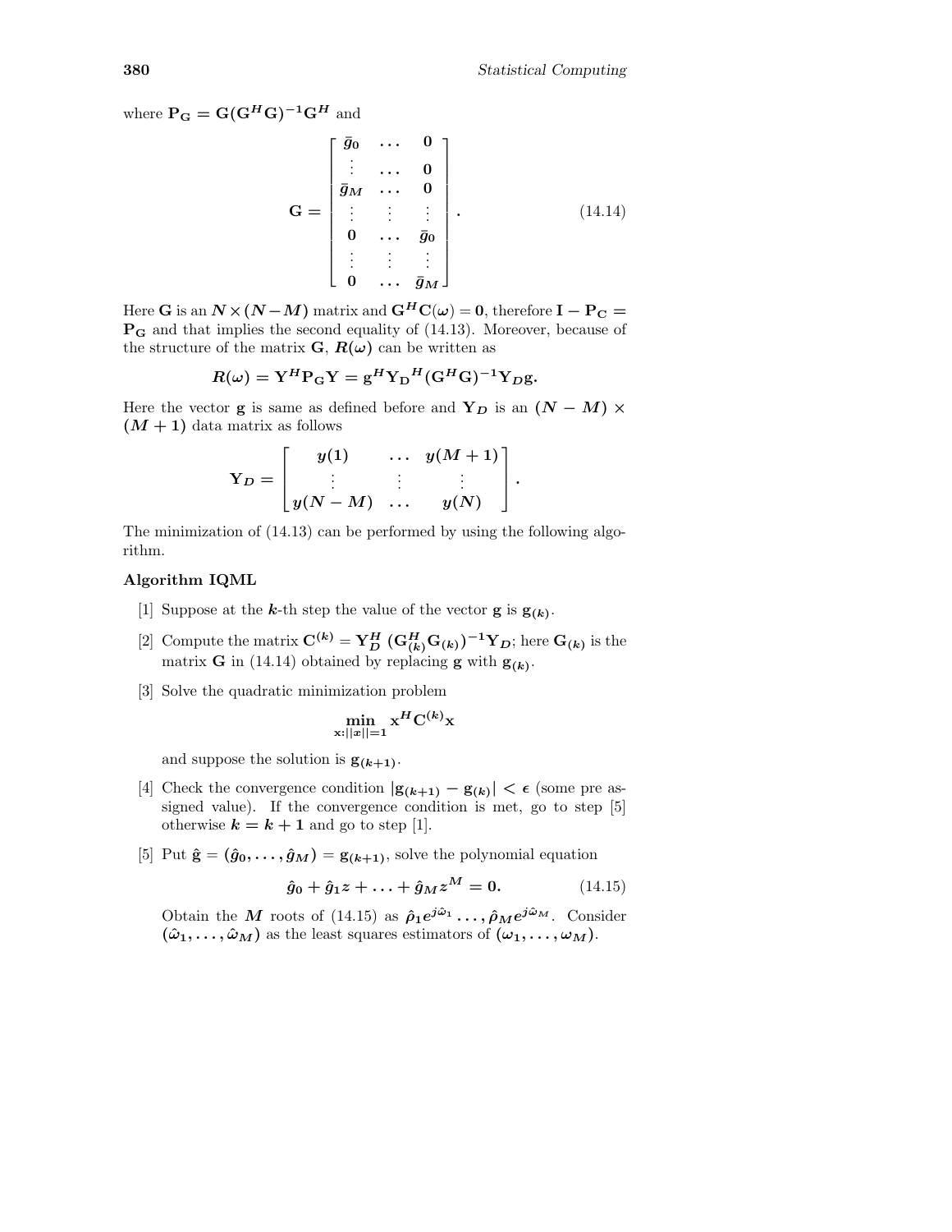where $\mathbf{P_G} = \mathbf{G}(\mathbf{G}^H\mathbf{G})^{-1}\mathbf{G}^H$ and

$$
\mathbf{G} = \begin{bmatrix} \bar{g}_0 & \dots & \mathbf{0} \\ \vdots & \dots & \mathbf{0} \\ \bar{g}_M & \dots & \mathbf{0} \\ \vdots & \vdots & \vdots \\ \mathbf{0} & \dots & \bar{g}_0 \\ \vdots & \vdots & \vdots \\ \mathbf{0} & \dots & \bar{g}_M \end{bmatrix}. \tag{14.14}
$$

Here $\mathbf{G}$ is an $N \times (N-M)$ matrix and $\mathbf{G}^H\mathbf{C}(\boldsymbol{\omega}) = \mathbf{0}$, therefore $\mathbf{I} - \mathbf{P_C} = \mathbf{P_G}$ and that implies the second equality of (14.13). Moreover, because of the structure of the matrix $\mathbf{G}$, $R(\boldsymbol{\omega})$ can be written as

$$
R(\boldsymbol{\omega}) = \mathbf{Y}^H\mathbf{P_G}\mathbf{Y} = \mathbf{g}^H\mathbf{Y_D}^H(\mathbf{G}^H\mathbf{G})^{-1}\mathbf{Y}_D\mathbf{g}.
$$

Here the vector $\mathbf{g}$ is same as defined before and $\mathbf{Y}_D$ is an $(N-M) \times (M+1)$ data matrix as follows

$$
\mathbf{Y}_D = \begin{bmatrix} y(1) & \dots & y(M+1) \\ \vdots & \vdots & \vdots \\ y(N-M) & \dots & y(N) \end{bmatrix}.
$$

The minimization of (14.13) can be performed by using the following algorithm.

**Algorithm IQML**

[1] Suppose at the $k$-th step the value of the vector $\mathbf{g}$ is $\mathbf{g}_{(k)}$.

[2] Compute the matrix $\mathbf{C}^{(k)} = \mathbf{Y}_D^H\ (\mathbf{G}_{(k)}^H\mathbf{G}_{(k)})^{-1}\mathbf{Y}_D$; here $\mathbf{G}_{(k)}$ is the matrix $\mathbf{G}$ in (14.14) obtained by replacing $\mathbf{g}$ with $\mathbf{g}_{(k)}$.

[3] Solve the quadratic minimization problem

$$
\min_{\mathbf{x}:||x||=1} \mathbf{x}^H\mathbf{C}^{(k)}\mathbf{x}
$$

and suppose the solution is $\mathbf{g}_{(k+1)}$.

[4] Check the convergence condition $|\mathbf{g}_{(k+1)} - \mathbf{g}_{(k)}| < \epsilon$ (some pre assigned value). If the convergence condition is met, go to step [5] otherwise $k = k+1$ and go to step [1].

[5] Put $\hat{\mathbf{g}} = (\hat{g}_0, \dots, \hat{g}_M) = \mathbf{g}_{(k+1)}$, solve the polynomial equation

$$
\hat{g}_0 + \hat{g}_1 z + \dots + \hat{g}_M z^M = 0. \tag{14.15}
$$

Obtain the $M$ roots of (14.15) as $\hat{\rho}_1 e^{j\hat{\omega}_1} \dots, \hat{\rho}_M e^{j\hat{\omega}_M}$. Consider $(\hat{\omega}_1, \dots, \hat{\omega}_M)$ as the least squares estimators of $(\omega_1, \dots, \omega_M)$.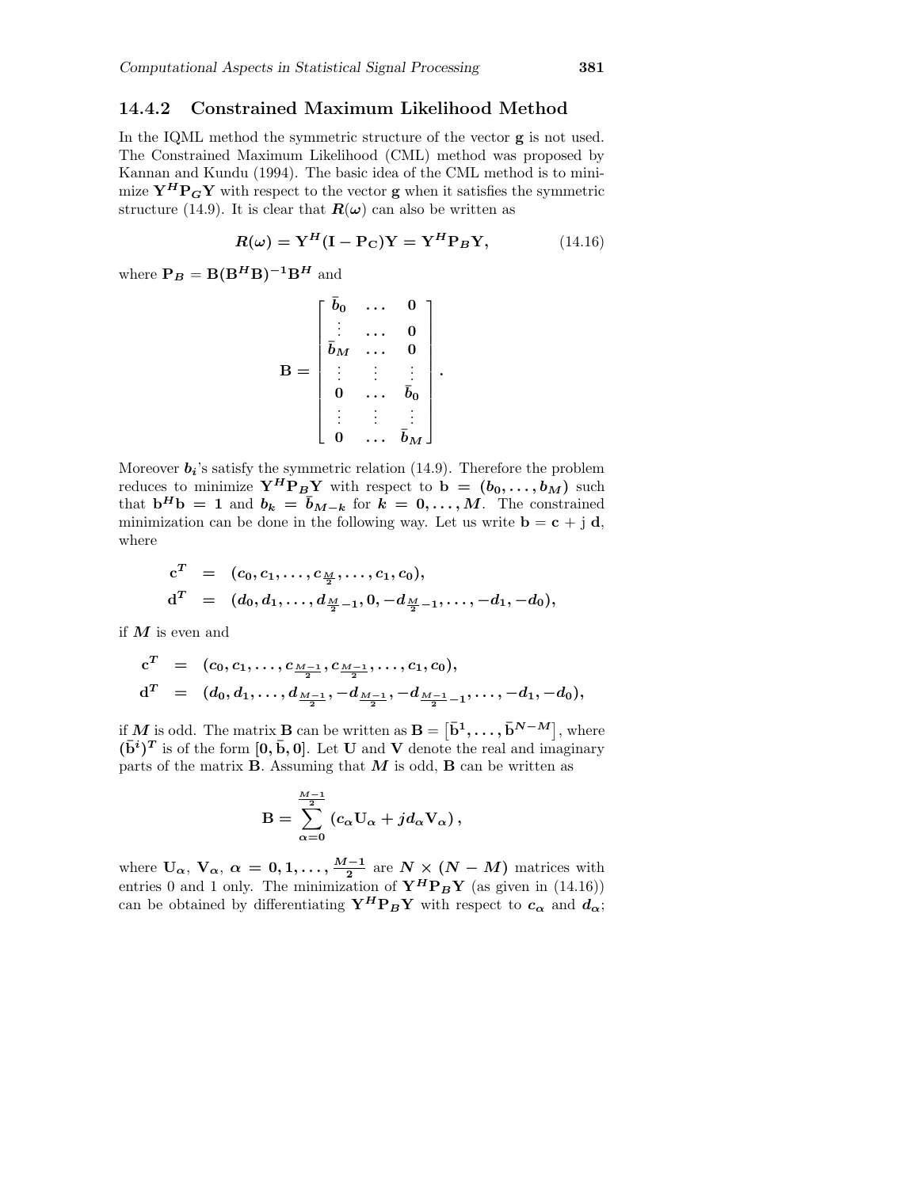### 14.4.2 Constrained Maximum Likelihood Method

In the IQML method the symmetric structure of the vector $\mathbf{g}$ is not used. The Constrained Maximum Likelihood (CML) method was proposed by Kannan and Kundu (1994). The basic idea of the CML method is to minimize $\mathbf{Y}^H\mathbf{P}_G\mathbf{Y}$ with respect to the vector $\mathbf{g}$ when it satisfies the symmetric structure (14.9). It is clear that $R(\boldsymbol{\omega})$ can also be written as

$$R(\boldsymbol{\omega}) = \mathbf{Y}^H(\mathbf{I} - \mathbf{P_C})\mathbf{Y} = \mathbf{Y}^H\mathbf{P}_B\mathbf{Y}, \tag{14.16}$$

where $\mathbf{P}_B = \mathbf{B}(\mathbf{B}^H\mathbf{B})^{-1}\mathbf{B}^H$ and

$$\mathbf{B} = \begin{bmatrix} \bar{b}_0 & \ldots & 0 \\ \vdots & \ldots & 0 \\ \bar{b}_M & \ldots & 0 \\ \vdots & \vdots & \vdots \\ 0 & \ldots & \bar{b}_0 \\ \vdots & \vdots & \vdots \\ 0 & \ldots & \bar{b}_M \end{bmatrix}.$$

Moreover $b_i$'s satisfy the symmetric relation (14.9). Therefore the problem reduces to minimize $\mathbf{Y}^H\mathbf{P}_B\mathbf{Y}$ with respect to $\mathbf{b} = (b_0, \ldots, b_M)$ such that $\mathbf{b}^H\mathbf{b} = 1$ and $b_k = \bar{b}_{M-k}$ for $k = 0, \ldots, M$. The constrained minimization can be done in the following way. Let us write $\mathbf{b} = \mathbf{c} + \mathrm{j}\ \mathbf{d}$, where

$$\begin{aligned} \mathbf{c}^T &= (c_0, c_1, \ldots, c_{\frac{M}{2}}, \ldots, c_1, c_0), \\ \mathbf{d}^T &= (d_0, d_1, \ldots, d_{\frac{M}{2}-1}, 0, -d_{\frac{M}{2}-1}, \ldots, -d_1, -d_0), \end{aligned}$$

if $M$ is even and

$$\begin{aligned} \mathbf{c}^T &= (c_0, c_1, \ldots, c_{\frac{M-1}{2}}, c_{\frac{M-1}{2}}, \ldots, c_1, c_0), \\ \mathbf{d}^T &= (d_0, d_1, \ldots, d_{\frac{M-1}{2}}, -d_{\frac{M-1}{2}}, -d_{\frac{M-1}{2}-1}, \ldots, -d_1, -d_0), \end{aligned}$$

if $M$ is odd. The matrix $\mathbf{B}$ can be written as $\mathbf{B} = \left[\bar{\mathbf{b}}^1, \ldots, \bar{\mathbf{b}}^{N-M}\right]$, where $(\bar{\mathbf{b}}^i)^T$ is of the form $[\mathbf{0}, \bar{\mathbf{b}}, \mathbf{0}]$. Let $\mathbf{U}$ and $\mathbf{V}$ denote the real and imaginary parts of the matrix $\mathbf{B}$. Assuming that $M$ is odd, $\mathbf{B}$ can be written as

$$\mathbf{B} = \sum_{\alpha=0}^{\frac{M-1}{2}} \left(c_\alpha \mathbf{U}_\alpha + j d_\alpha \mathbf{V}_\alpha\right),$$

where $\mathbf{U}_\alpha$, $\mathbf{V}_\alpha$, $\alpha = 0, 1, \ldots, \frac{M-1}{2}$ are $N \times (N - M)$ matrices with entries 0 and 1 only. The minimization of $\mathbf{Y}^H\mathbf{P}_B\mathbf{Y}$ (as given in (14.16)) can be obtained by differentiating $\mathbf{Y}^H\mathbf{P}_B\mathbf{Y}$ with respect to $c_\alpha$ and $d_\alpha$;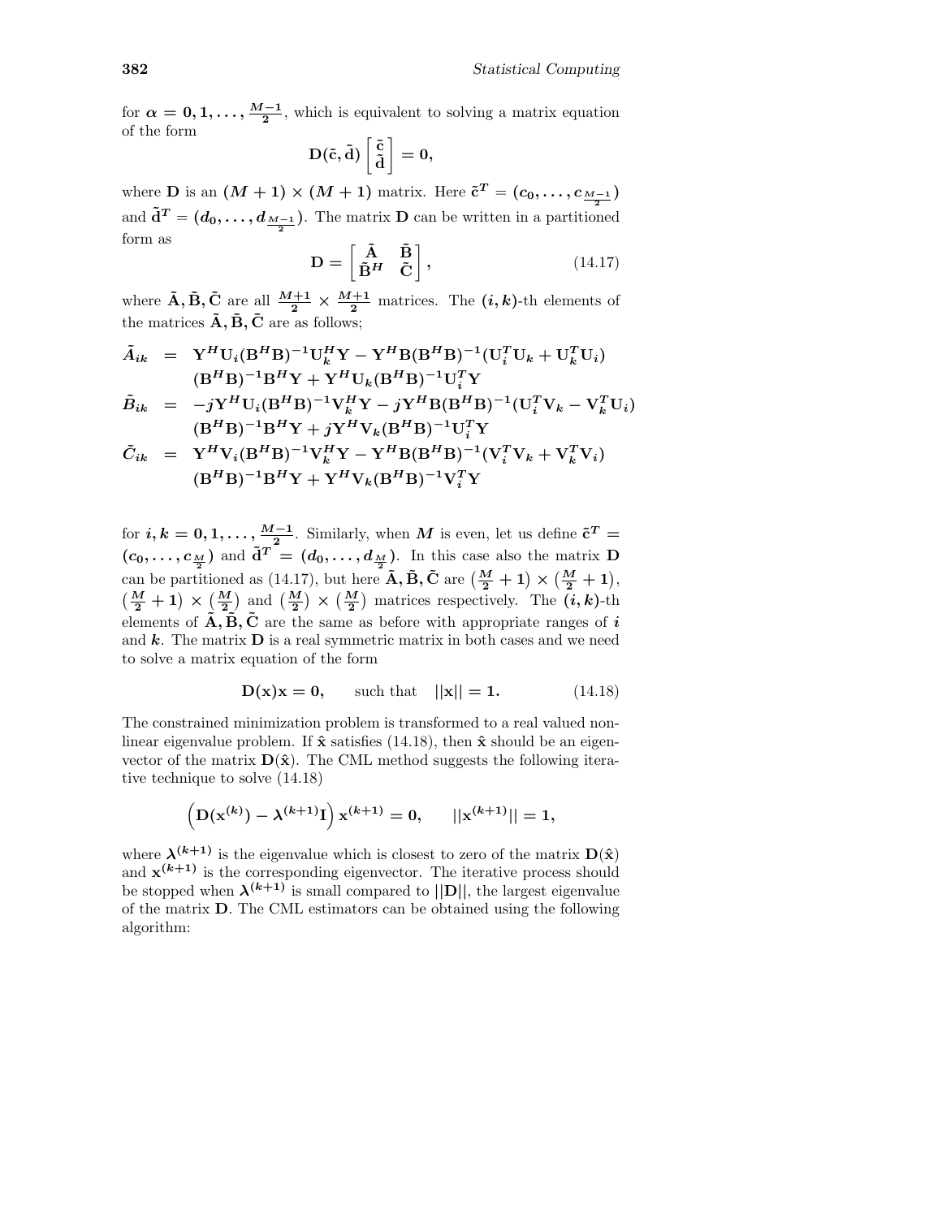for $\alpha = 0, 1, \ldots, \frac{M-1}{2}$, which is equivalent to solving a matrix equation of the form

$$\mathbf{D}(\tilde{\mathbf{c}}, \tilde{\mathbf{d}}) \begin{bmatrix} \tilde{\mathbf{c}} \\ \tilde{\mathbf{d}} \end{bmatrix} = \mathbf{0},$$

where $\mathbf{D}$ is an $(M+1) \times (M+1)$ matrix. Here $\tilde{\mathbf{c}}^T = (c_0, \ldots, c_{\frac{M-1}{2}})$ and $\tilde{\mathbf{d}}^T = (d_0, \ldots, d_{\frac{M-1}{2}})$. The matrix $\mathbf{D}$ can be written in a partitioned form as

$$\mathbf{D} = \begin{bmatrix} \tilde{\mathbf{A}} & \tilde{\mathbf{B}} \\ \tilde{\mathbf{B}}^H & \tilde{\mathbf{C}} \end{bmatrix}, \tag{14.17}$$

where $\tilde{\mathbf{A}}, \tilde{\mathbf{B}}, \tilde{\mathbf{C}}$ are all $\frac{M+1}{2} \times \frac{M+1}{2}$ matrices. The $(i,k)$-th elements of the matrices $\tilde{\mathbf{A}}, \tilde{\mathbf{B}}, \tilde{\mathbf{C}}$ are as follows;

$$\begin{aligned}
\tilde{A}_{ik} &= \mathbf{Y}^H \mathbf{U}_i (\mathbf{B}^H \mathbf{B})^{-1} \mathbf{U}_k^H \mathbf{Y} - \mathbf{Y}^H \mathbf{B} (\mathbf{B}^H \mathbf{B})^{-1} (\mathbf{U}_i^T \mathbf{U}_k + \mathbf{U}_k^T \mathbf{U}_i) \\
&\quad (\mathbf{B}^H \mathbf{B})^{-1} \mathbf{B}^H \mathbf{Y} + \mathbf{Y}^H \mathbf{U}_k (\mathbf{B}^H \mathbf{B})^{-1} \mathbf{U}_i^T \mathbf{Y} \\
\tilde{B}_{ik} &= -j \mathbf{Y}^H \mathbf{U}_i (\mathbf{B}^H \mathbf{B})^{-1} \mathbf{V}_k^H \mathbf{Y} - j \mathbf{Y}^H \mathbf{B} (\mathbf{B}^H \mathbf{B})^{-1} (\mathbf{U}_i^T \mathbf{V}_k - \mathbf{V}_k^T \mathbf{U}_i) \\
&\quad (\mathbf{B}^H \mathbf{B})^{-1} \mathbf{B}^H \mathbf{Y} + j \mathbf{Y}^H \mathbf{V}_k (\mathbf{B}^H \mathbf{B})^{-1} \mathbf{U}_i^T \mathbf{Y} \\
\tilde{C}_{ik} &= \mathbf{Y}^H \mathbf{V}_i (\mathbf{B}^H \mathbf{B})^{-1} \mathbf{V}_k^H \mathbf{Y} - \mathbf{Y}^H \mathbf{B} (\mathbf{B}^H \mathbf{B})^{-1} (\mathbf{V}_i^T \mathbf{V}_k + \mathbf{V}_k^T \mathbf{V}_i) \\
&\quad (\mathbf{B}^H \mathbf{B})^{-1} \mathbf{B}^H \mathbf{Y} + \mathbf{Y}^H \mathbf{V}_k (\mathbf{B}^H \mathbf{B})^{-1} \mathbf{V}_i^T \mathbf{Y}
\end{aligned}$$

for $i, k = 0, 1, \ldots, \frac{M-1}{2}$. Similarly, when $M$ is even, let us define $\tilde{\mathbf{c}}^T = (c_0, \ldots, c_{\frac{M}{2}})$ and $\tilde{\mathbf{d}}^T = (d_0, \ldots, d_{\frac{M}{2}})$. In this case also the matrix $\mathbf{D}$ can be partitioned as (14.17), but here $\tilde{\mathbf{A}}, \tilde{\mathbf{B}}, \tilde{\mathbf{C}}$ are $\left(\frac{M}{2}+1\right) \times \left(\frac{M}{2}+1\right)$, $\left(\frac{M}{2}+1\right) \times \left(\frac{M}{2}\right)$ and $\left(\frac{M}{2}\right) \times \left(\frac{M}{2}\right)$ matrices respectively. The $(i,k)$-th elements of $\tilde{\mathbf{A}}, \tilde{\mathbf{B}}, \tilde{\mathbf{C}}$ are the same as before with appropriate ranges of $i$ and $k$. The matrix $\mathbf{D}$ is a real symmetric matrix in both cases and we need to solve a matrix equation of the form

$$\mathbf{D}(\mathbf{x})\mathbf{x} = \mathbf{0}, \qquad \text{such that} \quad ||\mathbf{x}|| = 1. \tag{14.18}$$

The constrained minimization problem is transformed to a real valued non-linear eigenvalue problem. If $\hat{\mathbf{x}}$ satisfies (14.18), then $\hat{\mathbf{x}}$ should be an eigenvector of the matrix $\mathbf{D}(\hat{\mathbf{x}})$. The CML method suggests the following iterative technique to solve (14.18)

$$\left(\mathbf{D}(\mathbf{x}^{(k)}) - \lambda^{(k+1)}\mathbf{I}\right)\mathbf{x}^{(k+1)} = \mathbf{0}, \qquad ||\mathbf{x}^{(k+1)}|| = 1,$$

where $\lambda^{(k+1)}$ is the eigenvalue which is closest to zero of the matrix $\mathbf{D}(\hat{\mathbf{x}})$ and $\mathbf{x}^{(k+1)}$ is the corresponding eigenvector. The iterative process should be stopped when $\lambda^{(k+1)}$ is small compared to $||\mathbf{D}||$, the largest eigenvalue of the matrix $\mathbf{D}$. The CML estimators can be obtained using the following algorithm: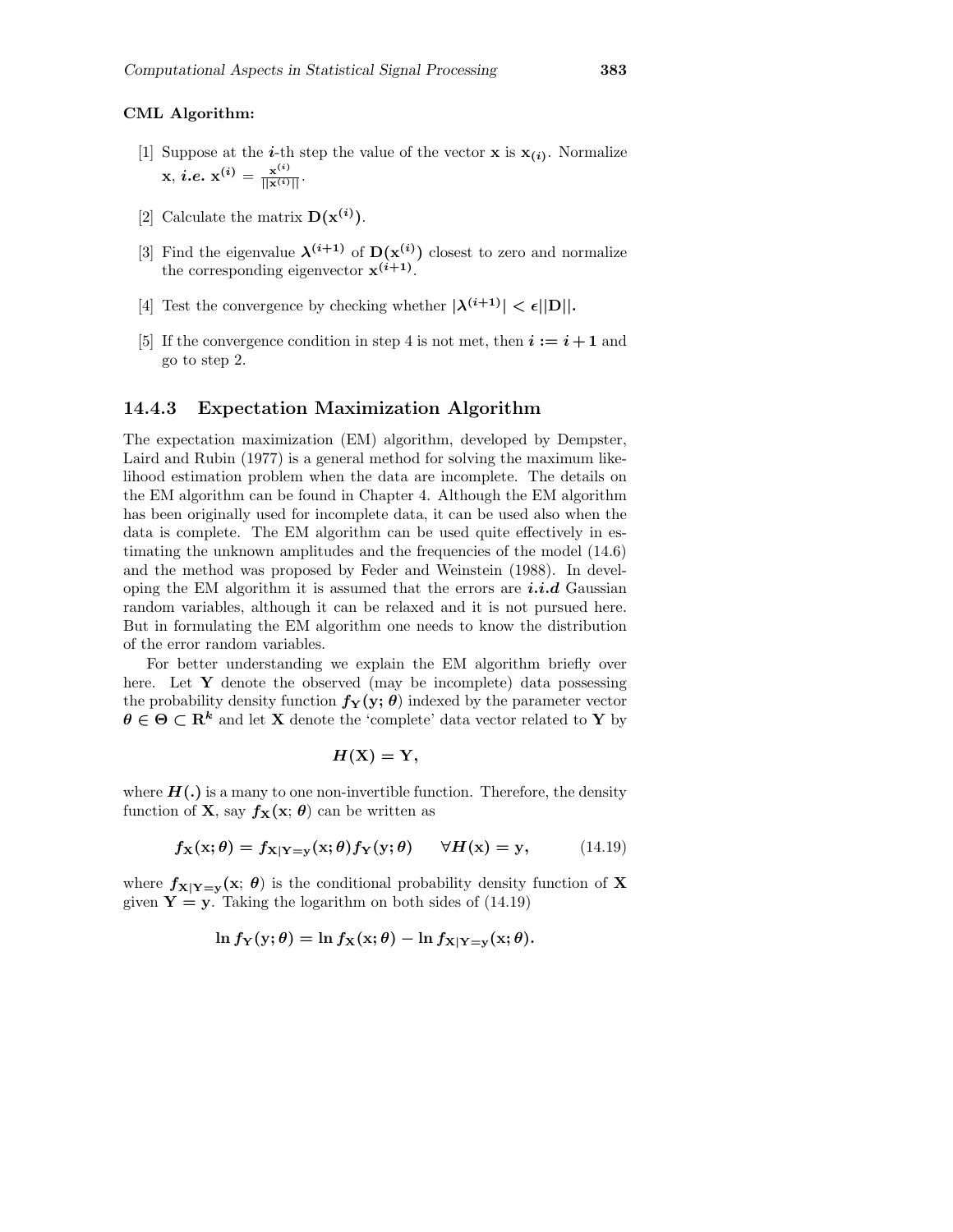**CML Algorithm:**

[1] Suppose at the $i$-th step the value of the vector $\mathbf{x}$ is $\mathbf{x}_{(i)}$. Normalize $\mathbf{x}$, *i.e.* $\mathbf{x}^{(i)} = \frac{\mathbf{x}^{(i)}}{||\mathbf{x}^{(i)}||}$.

[2] Calculate the matrix $\mathbf{D}(\mathbf{x}^{(i)})$.

[3] Find the eigenvalue $\boldsymbol{\lambda}^{(i+1)}$ of $\mathbf{D}(\mathbf{x}^{(i)})$ closest to zero and normalize the corresponding eigenvector $\mathbf{x}^{(i+1)}$.

[4] Test the convergence by checking whether $|\boldsymbol{\lambda}^{(i+1)}| < \epsilon ||\mathbf{D}||$.

[5] If the convergence condition in step 4 is not met, then $i := i + 1$ and go to step 2.

### 14.4.3 Expectation Maximization Algorithm

The expectation maximization (EM) algorithm, developed by Dempster, Laird and Rubin (1977) is a general method for solving the maximum likelihood estimation problem when the data are incomplete. The details on the EM algorithm can be found in Chapter 4. Although the EM algorithm has been originally used for incomplete data, it can be used also when the data is complete. The EM algorithm can be used quite effectively in estimating the unknown amplitudes and the frequencies of the model (14.6) and the method was proposed by Feder and Weinstein (1988). In developing the EM algorithm it is assumed that the errors are ***i.i.d*** Gaussian random variables, although it can be relaxed and it is not pursued here. But in formulating the EM algorithm one needs to know the distribution of the error random variables.

For better understanding we explain the EM algorithm briefly over here. Let $\mathbf{Y}$ denote the observed (may be incomplete) data possessing the probability density function $f_{\mathbf{Y}}(\mathbf{y}; \boldsymbol{\theta})$ indexed by the parameter vector $\boldsymbol{\theta} \in \boldsymbol{\Theta} \subset \mathbf{R}^k$ and let $\mathbf{X}$ denote the 'complete' data vector related to $\mathbf{Y}$ by

$$H(\mathbf{X}) = \mathbf{Y},$$

where $H(.)$ is a many to one non-invertible function. Therefore, the density function of $\mathbf{X}$, say $f_{\mathbf{X}}(\mathbf{x}; \boldsymbol{\theta})$ can be written as

$$f_{\mathbf{X}}(\mathbf{x}; \boldsymbol{\theta}) = f_{\mathbf{X}|\mathbf{Y}=\mathbf{y}}(\mathbf{x}; \boldsymbol{\theta}) f_{\mathbf{Y}}(\mathbf{y}; \boldsymbol{\theta}) \qquad \forall H(\mathbf{x}) = \mathbf{y}, \tag{14.19}$$

where $f_{\mathbf{X}|\mathbf{Y}=\mathbf{y}}(\mathbf{x}; \boldsymbol{\theta})$ is the conditional probability density function of $\mathbf{X}$ given $\mathbf{Y} = \mathbf{y}$. Taking the logarithm on both sides of (14.19)

$$\ln f_{\mathbf{Y}}(\mathbf{y}; \boldsymbol{\theta}) = \ln f_{\mathbf{X}}(\mathbf{x}; \boldsymbol{\theta}) - \ln f_{\mathbf{X}|\mathbf{Y}=\mathbf{y}}(\mathbf{x}; \boldsymbol{\theta}).$$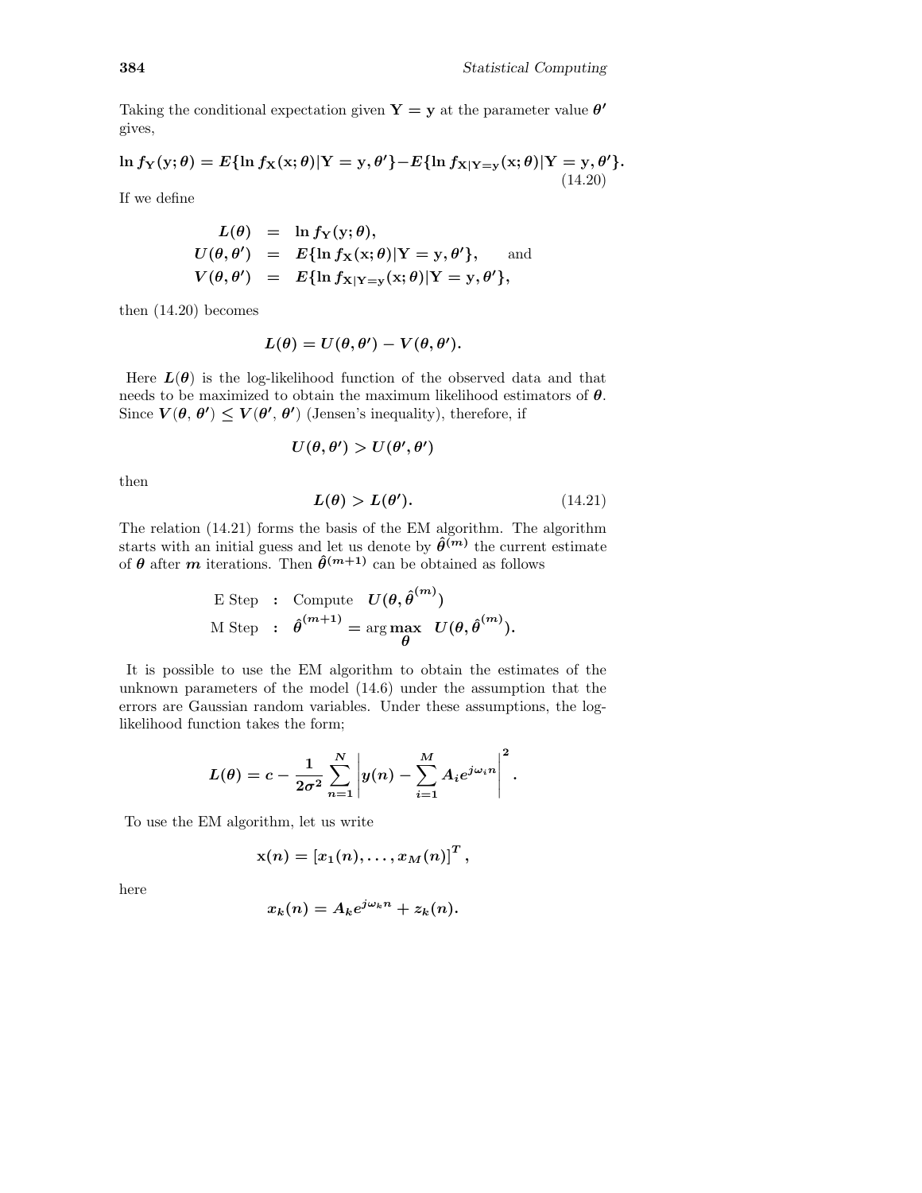Taking the conditional expectation given $\mathbf{Y} = \mathbf{y}$ at the parameter value $\boldsymbol{\theta}'$ gives,

$$\ln f_{\mathbf{Y}}(\mathbf{y}; \boldsymbol{\theta}) = E\{\ln f_{\mathbf{X}}(\mathbf{x}; \boldsymbol{\theta})|\mathbf{Y} = \mathbf{y}, \boldsymbol{\theta}'\} - E\{\ln f_{\mathbf{X}|\mathbf{Y}=\mathbf{y}}(\mathbf{x}; \boldsymbol{\theta})|\mathbf{Y} = \mathbf{y}, \boldsymbol{\theta}'\}. \tag{14.20}$$

If we define

$$\begin{aligned}
L(\boldsymbol{\theta}) &= \ln f_{\mathbf{Y}}(\mathbf{y}; \boldsymbol{\theta}), \\
U(\boldsymbol{\theta}, \boldsymbol{\theta}') &= E\{\ln f_{\mathbf{X}}(\mathbf{x}; \boldsymbol{\theta})|\mathbf{Y} = \mathbf{y}, \boldsymbol{\theta}'\}, \qquad \text{and} \\
V(\boldsymbol{\theta}, \boldsymbol{\theta}') &= E\{\ln f_{\mathbf{X}|\mathbf{Y}=\mathbf{y}}(\mathbf{x}; \boldsymbol{\theta})|\mathbf{Y} = \mathbf{y}, \boldsymbol{\theta}'\},
\end{aligned}$$

then (14.20) becomes

$$L(\boldsymbol{\theta}) = U(\boldsymbol{\theta}, \boldsymbol{\theta}') - V(\boldsymbol{\theta}, \boldsymbol{\theta}').$$

Here $L(\boldsymbol{\theta})$ is the log-likelihood function of the observed data and that needs to be maximized to obtain the maximum likelihood estimators of $\boldsymbol{\theta}$. Since $V(\boldsymbol{\theta}, \boldsymbol{\theta}') \leq V(\boldsymbol{\theta}', \boldsymbol{\theta}')$ (Jensen's inequality), therefore, if

$$U(\boldsymbol{\theta}, \boldsymbol{\theta}') > U(\boldsymbol{\theta}', \boldsymbol{\theta}')$$

then

$$L(\boldsymbol{\theta}) > L(\boldsymbol{\theta}'). \tag{14.21}$$

The relation (14.21) forms the basis of the EM algorithm. The algorithm starts with an initial guess and let us denote by $\hat{\boldsymbol{\theta}}^{(m)}$ the current estimate of $\boldsymbol{\theta}$ after $m$ iterations. Then $\hat{\boldsymbol{\theta}}^{(m+1)}$ can be obtained as follows

$$\begin{aligned}
\text{E Step} &: \text{ Compute } \; U(\boldsymbol{\theta}, \hat{\boldsymbol{\theta}}^{(m)}) \\
\text{M Step} &: \; \hat{\boldsymbol{\theta}}^{(m+1)} = \arg\max_{\boldsymbol{\theta}} \; U(\boldsymbol{\theta}, \hat{\boldsymbol{\theta}}^{(m)}).
\end{aligned}$$

It is possible to use the EM algorithm to obtain the estimates of the unknown parameters of the model (14.6) under the assumption that the errors are Gaussian random variables. Under these assumptions, the log-likelihood function takes the form;

$$L(\boldsymbol{\theta}) = c - \frac{1}{2\sigma^2} \sum_{n=1}^{N} \left| y(n) - \sum_{i=1}^{M} A_i e^{j\omega_i n} \right|^2.$$

To use the EM algorithm, let us write

$$\mathbf{x}(n) = [x_1(n), \ldots, x_M(n)]^T,$$

here

$$x_k(n) = A_k e^{j\omega_k n} + z_k(n).$$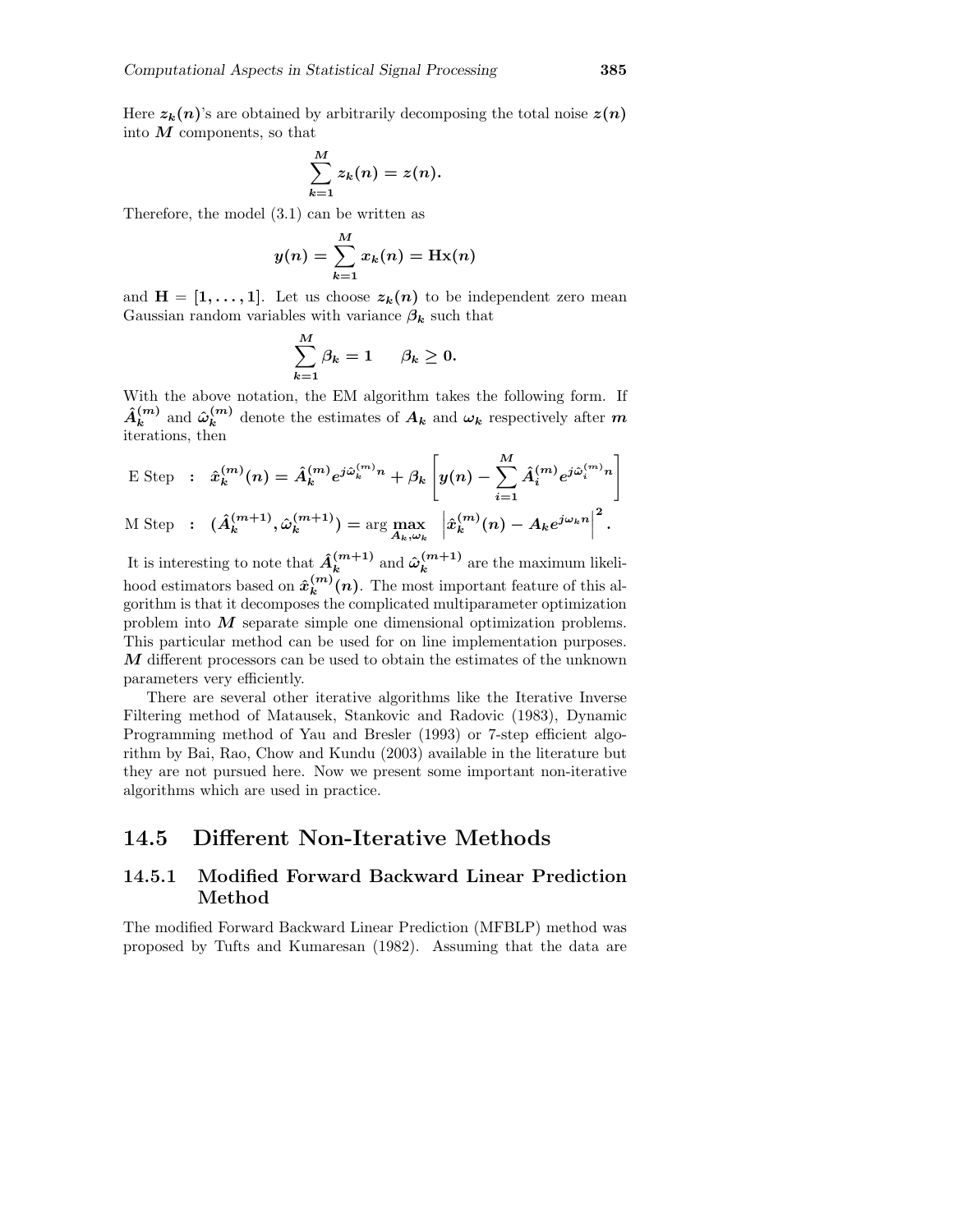Here $z_k(n)$'s are obtained by arbitrarily decomposing the total noise $z(n)$ into $M$ components, so that

$$\sum_{k=1}^{M} z_k(n) = z(n).$$

Therefore, the model (3.1) can be written as

$$y(n) = \sum_{k=1}^{M} x_k(n) = \mathbf{H}\mathbf{x}(n)$$

and $\mathbf{H} = [1, \ldots, 1]$. Let us choose $z_k(n)$ to be independent zero mean Gaussian random variables with variance $\beta_k$ such that

$$\sum_{k=1}^{M} \beta_k = 1 \qquad \beta_k \geq 0.$$

With the above notation, the EM algorithm takes the following form. If $\hat{A}_k^{(m)}$ and $\hat{\omega}_k^{(m)}$ denote the estimates of $A_k$ and $\omega_k$ respectively after $m$ iterations, then

$$\text{E Step} \quad : \quad \hat{x}_k^{(m)}(n) = \hat{A}_k^{(m)} e^{j\hat{\omega}_k^{(m)} n} + \beta_k \left[ y(n) - \sum_{i=1}^{M} \hat{A}_i^{(m)} e^{j\hat{\omega}_i^{(m)} n} \right]$$

$$\text{M Step} \quad : \quad (\hat{A}_k^{(m+1)}, \hat{\omega}_k^{(m+1)}) = \arg \max_{A_k, \omega_k} \left| \hat{x}_k^{(m)}(n) - A_k e^{j\omega_k n} \right|^2 .$$

It is interesting to note that $\hat{A}_k^{(m+1)}$ and $\hat{\omega}_k^{(m+1)}$ are the maximum likelihood estimators based on $\hat{x}_k^{(m)}(n)$. The most important feature of this algorithm is that it decomposes the complicated multiparameter optimization problem into $M$ separate simple one dimensional optimization problems. This particular method can be used for on line implementation purposes. $M$ different processors can be used to obtain the estimates of the unknown parameters very efficiently.

There are several other iterative algorithms like the Iterative Inverse Filtering method of Matausek, Stankovic and Radovic (1983), Dynamic Programming method of Yau and Bresler (1993) or 7-step efficient algorithm by Bai, Rao, Chow and Kundu (2003) available in the literature but they are not pursued here. Now we present some important non-iterative algorithms which are used in practice.

## 14.5 Different Non-Iterative Methods

### 14.5.1 Modified Forward Backward Linear Prediction Method

The modified Forward Backward Linear Prediction (MFBLP) method was proposed by Tufts and Kumaresan (1982). Assuming that the data are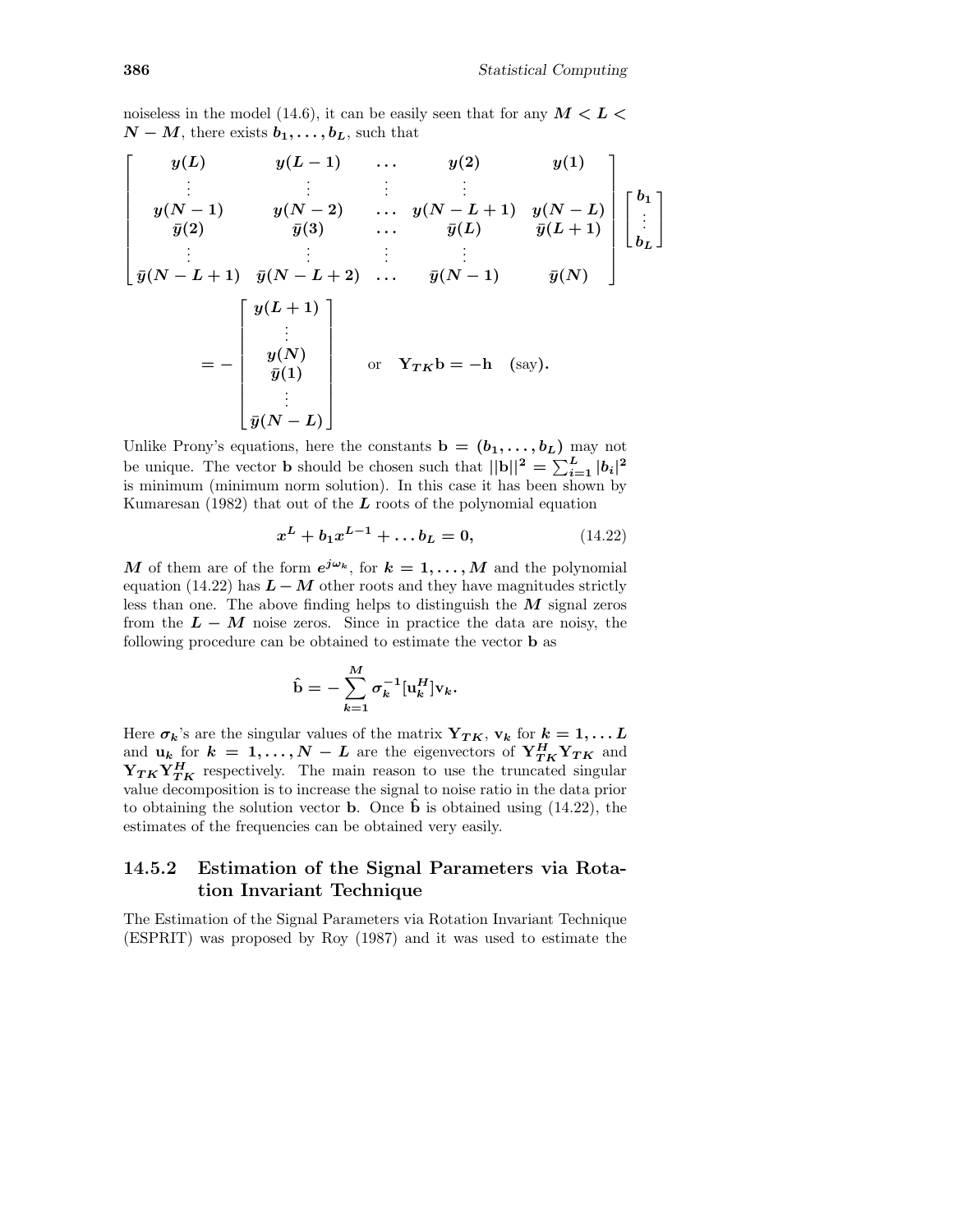noiseless in the model (14.6), it can be easily seen that for any $M < L < N - M$, there exists $b_1, \ldots, b_L$, such that

$$\begin{bmatrix} y(L) & y(L-1) & \ldots & y(2) & y(1) \\ \vdots & \vdots & \vdots & \vdots & \\ y(N-1) & y(N-2) & \ldots & y(N-L+1) & y(N-L) \\ \bar{y}(2) & \bar{y}(3) & \ldots & \bar{y}(L) & \bar{y}(L+1) \\ \vdots & \vdots & \vdots & \vdots & \\ \bar{y}(N-L+1) & \bar{y}(N-L+2) & \ldots & \bar{y}(N-1) & \bar{y}(N) \end{bmatrix} \begin{bmatrix} b_1 \\ \vdots \\ b_L \end{bmatrix}$$

$$= - \begin{bmatrix} y(L+1) \\ \vdots \\ y(N) \\ \bar{y}(1) \\ \vdots \\ \bar{y}(N-L) \end{bmatrix} \quad \text{or} \quad \mathbf{Y}_{TK}\mathbf{b} = -\mathbf{h} \quad \text{(say)}.$$

Unlike Prony's equations, here the constants $\mathbf{b} = (b_1, \ldots, b_L)$ may not be unique. The vector $\mathbf{b}$ should be chosen such that $||\mathbf{b}||^2 = \sum_{i=1}^{L} |b_i|^2$ is minimum (minimum norm solution). In this case it has been shown by Kumaresan (1982) that out of the $L$ roots of the polynomial equation

$$x^L + b_1 x^{L-1} + \ldots b_L = 0, \tag{14.22}$$

$M$ of them are of the form $e^{j\omega_k}$, for $k = 1, \ldots, M$ and the polynomial equation (14.22) has $L - M$ other roots and they have magnitudes strictly less than one. The above finding helps to distinguish the $M$ signal zeros from the $L - M$ noise zeros. Since in practice the data are noisy, the following procedure can be obtained to estimate the vector $\mathbf{b}$ as

$$\hat{\mathbf{b}} = -\sum_{k=1}^{M} \sigma_k^{-1} [\mathbf{u}_k^H] \mathbf{v}_k.$$

Here $\sigma_k$'s are the singular values of the matrix $\mathbf{Y}_{TK}$, $\mathbf{v}_k$ for $k = 1, \ldots L$ and $\mathbf{u}_k$ for $k = 1, \ldots, N - L$ are the eigenvectors of $\mathbf{Y}_{TK}^H \mathbf{Y}_{TK}$ and $\mathbf{Y}_{TK} \mathbf{Y}_{TK}^H$ respectively. The main reason to use the truncated singular value decomposition is to increase the signal to noise ratio in the data prior to obtaining the solution vector $\mathbf{b}$. Once $\hat{\mathbf{b}}$ is obtained using (14.22), the estimates of the frequencies can be obtained very easily.

### 14.5.2 Estimation of the Signal Parameters via Rotation Invariant Technique

The Estimation of the Signal Parameters via Rotation Invariant Technique (ESPRIT) was proposed by Roy (1987) and it was used to estimate the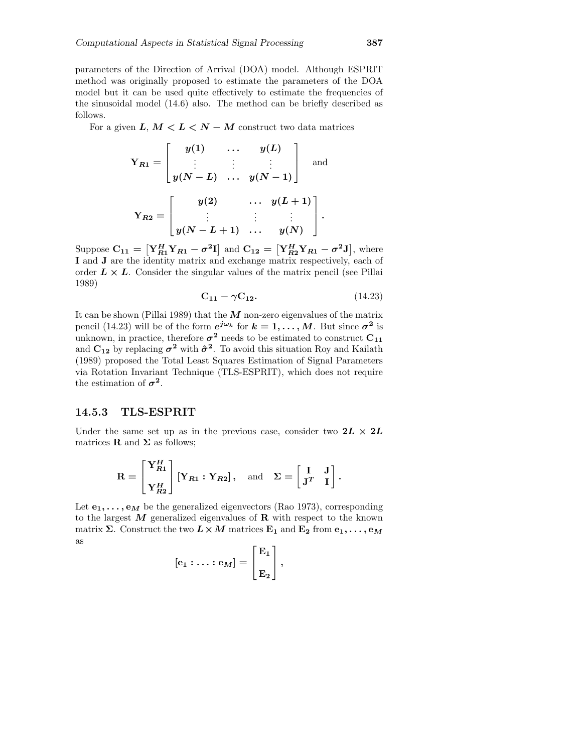parameters of the Direction of Arrival (DOA) model. Although ESPRIT method was originally proposed to estimate the parameters of the DOA model but it can be used quite effectively to estimate the frequencies of the sinusoidal model (14.6) also. The method can be briefly described as follows.

For a given $L$, $M < L < N - M$ construct two data matrices

$$\mathbf{Y}_{R1} = \begin{bmatrix} y(1) & \dots & y(L) \\ \vdots & \vdots & \vdots \\ y(N-L) & \dots & y(N-1) \end{bmatrix} \quad \text{and}$$

$$\mathbf{Y}_{R2} = \begin{bmatrix} y(2) & \dots & y(L+1) \\ \vdots & \vdots & \vdots \\ y(N-L+1) & \dots & y(N) \end{bmatrix}.$$

Suppose $\mathbf{C_{11}} = \left[\mathbf{Y}_{R1}^H \mathbf{Y}_{R1} - \sigma^2 \mathbf{I}\right]$ and $\mathbf{C_{12}} = \left[\mathbf{Y}_{R2}^H \mathbf{Y}_{R1} - \sigma^2 \mathbf{J}\right]$, where $\mathbf{I}$ and $\mathbf{J}$ are the identity matrix and exchange matrix respectively, each of order $L \times L$. Consider the singular values of the matrix pencil (see Pillai 1989)

$$\mathbf{C_{11}} - \gamma \mathbf{C_{12}}. \tag{14.23}$$

It can be shown (Pillai 1989) that the $M$ non-zero eigenvalues of the matrix pencil (14.23) will be of the form $e^{j\omega_k}$ for $k = 1, \dots, M$. But since $\sigma^2$ is unknown, in practice, therefore $\sigma^2$ needs to be estimated to construct $\mathbf{C_{11}}$ and $\mathbf{C_{12}}$ by replacing $\sigma^2$ with $\hat{\sigma}^2$. To avoid this situation Roy and Kailath (1989) proposed the Total Least Squares Estimation of Signal Parameters via Rotation Invariant Technique (TLS-ESPRIT), which does not require the estimation of $\sigma^2$.

### 14.5.3 TLS-ESPRIT

Under the same set up as in the previous case, consider two $2L \times 2L$ matrices $\mathbf{R}$ and $\mathbf{\Sigma}$ as follows;

$$\mathbf{R} = \begin{bmatrix} \mathbf{Y}_{R1}^H \\ \\ \mathbf{Y}_{R2}^H \end{bmatrix} \left[\mathbf{Y}_{R1} : \mathbf{Y}_{R2}\right], \quad \text{and} \quad \mathbf{\Sigma} = \begin{bmatrix} \mathbf{I} & \mathbf{J} \\ \mathbf{J}^T & \mathbf{I} \end{bmatrix}.$$

Let $\mathbf{e_1}, \dots, \mathbf{e}_M$ be the generalized eigenvectors (Rao 1973), corresponding to the largest $M$ generalized eigenvalues of $\mathbf{R}$ with respect to the known matrix $\mathbf{\Sigma}$. Construct the two $L \times M$ matrices $\mathbf{E_1}$ and $\mathbf{E_2}$ from $\mathbf{e_1}, \dots, \mathbf{e}_M$ as

$$[\mathbf{e_1} : \dots : \mathbf{e}_M] = \begin{bmatrix} \mathbf{E_1} \\ \\ \mathbf{E_2} \end{bmatrix},$$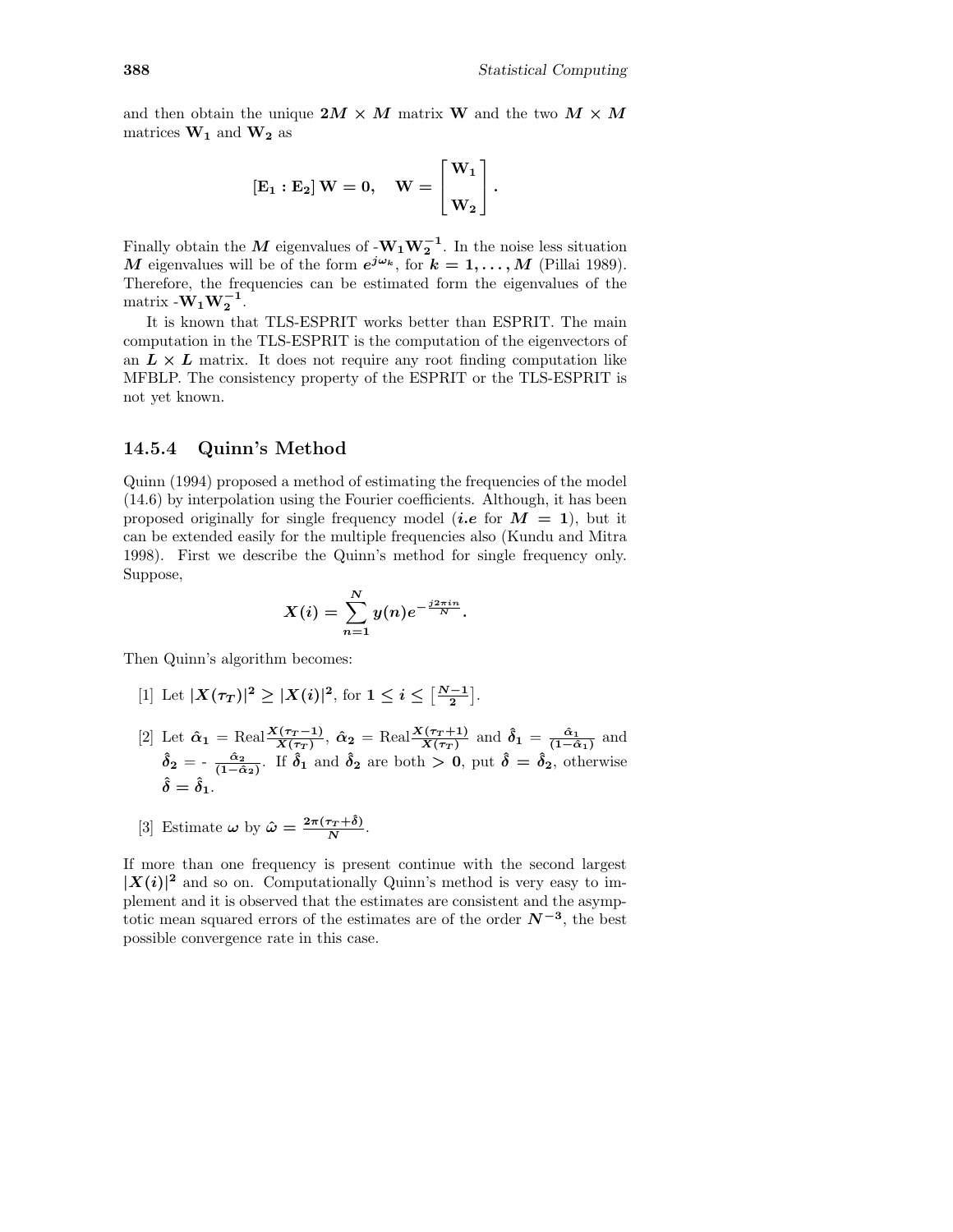and then obtain the unique $2M \times M$ matrix $\mathbf{W}$ and the two $M \times M$ matrices $\mathbf{W_1}$ and $\mathbf{W_2}$ as

$$[\mathbf{E_1} : \mathbf{E_2}]\, \mathbf{W} = \mathbf{0}, \quad \mathbf{W} = \begin{bmatrix} \mathbf{W_1} \\ \\ \mathbf{W_2} \end{bmatrix}.$$

Finally obtain the $M$ eigenvalues of -$\mathbf{W_1}\mathbf{W_2^{-1}}$. In the noise less situation $M$ eigenvalues will be of the form $e^{j\omega_k}$, for $k = 1, \ldots, M$ (Pillai 1989). Therefore, the frequencies can be estimated form the eigenvalues of the matrix -$\mathbf{W_1}\mathbf{W_2^{-1}}$.

It is known that TLS-ESPRIT works better than ESPRIT. The main computation in the TLS-ESPRIT is the computation of the eigenvectors of an $L \times L$ matrix. It does not require any root finding computation like MFBLP. The consistency property of the ESPRIT or the TLS-ESPRIT is not yet known.

### 14.5.4 Quinn's Method

Quinn (1994) proposed a method of estimating the frequencies of the model (14.6) by interpolation using the Fourier coefficients. Although, it has been proposed originally for single frequency model (*i.e* for $M = 1$), but it can be extended easily for the multiple frequencies also (Kundu and Mitra 1998). First we describe the Quinn's method for single frequency only. Suppose,

$$X(i) = \sum_{n=1}^{N} y(n) e^{-\frac{j2\pi in}{N}}.$$

Then Quinn's algorithm becomes:

[1] Let $|X(\tau_T)|^2 \geq |X(i)|^2$, for $1 \leq i \leq \left[\frac{N-1}{2}\right]$.

[2] Let $\hat{\alpha}_1 = \text{Real}\frac{X(\tau_T - 1)}{X(\tau_T)}$, $\hat{\alpha}_2 = \text{Real}\frac{X(\tau_T + 1)}{X(\tau_T)}$ and $\hat{\delta}_1 = \frac{\hat{\alpha}_1}{(1 - \hat{\alpha}_1)}$ and $\hat{\delta}_2 = -\frac{\hat{\alpha}_2}{(1 - \hat{\alpha}_2)}$. If $\hat{\delta}_1$ and $\hat{\delta}_2$ are both $> 0$, put $\hat{\delta} = \hat{\delta}_2$, otherwise $\hat{\delta} = \hat{\delta}_1$.

[3] Estimate $\omega$ by $\hat{\omega} = \frac{2\pi(\tau_T + \hat{\delta})}{N}$.

If more than one frequency is present continue with the second largest $|X(i)|^2$ and so on. Computationally Quinn's method is very easy to implement and it is observed that the estimates are consistent and the asymptotic mean squared errors of the estimates are of the order $N^{-3}$, the best possible convergence rate in this case.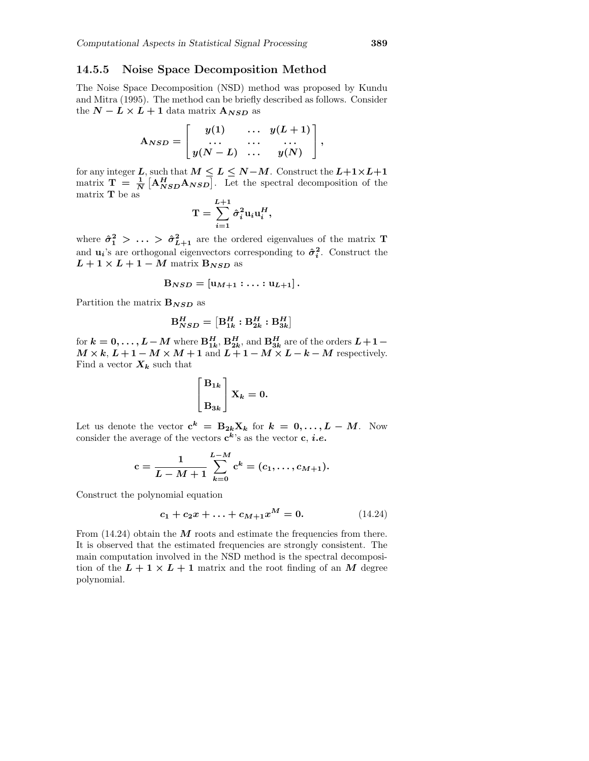### 14.5.5 Noise Space Decomposition Method

The Noise Space Decomposition (NSD) method was proposed by Kundu and Mitra (1995). The method can be briefly described as follows. Consider the $N - L \times L + 1$ data matrix $\mathbf{A}_{NSD}$ as

$$\mathbf{A}_{NSD} = \begin{bmatrix} y(1) & \dots & y(L+1) \\ \dots & \dots & \dots \\ y(N-L) & \dots & y(N) \end{bmatrix},$$

for any integer $L$, such that $M \leq L \leq N - M$. Construct the $L+1 \times L+1$ matrix $\mathbf{T} = \frac{1}{N}\left[\mathbf{A}_{NSD}^{H}\mathbf{A}_{NSD}\right]$. Let the spectral decomposition of the matrix $\mathbf{T}$ be as

$$\mathbf{T} = \sum_{i=1}^{L+1} \hat{\sigma}_i^2 \mathbf{u}_i \mathbf{u}_i^H,$$

where $\hat{\sigma}_1^2 > \dots > \hat{\sigma}_{L+1}^2$ are the ordered eigenvalues of the matrix $\mathbf{T}$ and $\mathbf{u}_i$'s are orthogonal eigenvectors corresponding to $\hat{\sigma}_i^2$. Construct the $L + 1 \times L + 1 - M$ matrix $\mathbf{B}_{NSD}$ as

$$\mathbf{B}_{NSD} = \left[\mathbf{u}_{M+1} : \dots : \mathbf{u}_{L+1}\right].$$

Partition the matrix $\mathbf{B}_{NSD}$ as

$$\mathbf{B}_{NSD}^{H} = \left[\mathbf{B}_{1k}^{H} : \mathbf{B}_{2k}^{H} : \mathbf{B}_{3k}^{H}\right]$$

for $k = 0, \dots, L - M$ where $\mathbf{B}_{1k}^{H}$, $\mathbf{B}_{2k}^{H}$, and $\mathbf{B}_{3k}^{H}$ are of the orders $L + 1 - M \times k$, $L + 1 - M \times M + 1$ and $L + 1 - M \times L - k - M$ respectively. Find a vector $\mathbf{X}_k$ such that

$$\begin{bmatrix} \mathbf{B}_{1k} \\ \\ \mathbf{B}_{3k} \end{bmatrix} \mathbf{X}_k = \mathbf{0}.$$

Let us denote the vector $\mathbf{c}^k = \mathbf{B}_{2k}\mathbf{X}_k$ for $k = 0, \dots, L - M$. Now consider the average of the vectors $\mathbf{c}^k$'s as the vector $\mathbf{c}$, *i.e.*

$$\mathbf{c} = \frac{1}{L - M + 1} \sum_{k=0}^{L-M} \mathbf{c}^k = (c_1, \dots, c_{M+1}).$$

Construct the polynomial equation

$$c_1 + c_2 x + \dots + c_{M+1} x^M = 0. \tag{14.24}$$

From (14.24) obtain the $M$ roots and estimate the frequencies from there. It is observed that the estimated frequencies are strongly consistent. The main computation involved in the NSD method is the spectral decomposition of the $L + 1 \times L + 1$ matrix and the root finding of an $M$ degree polynomial.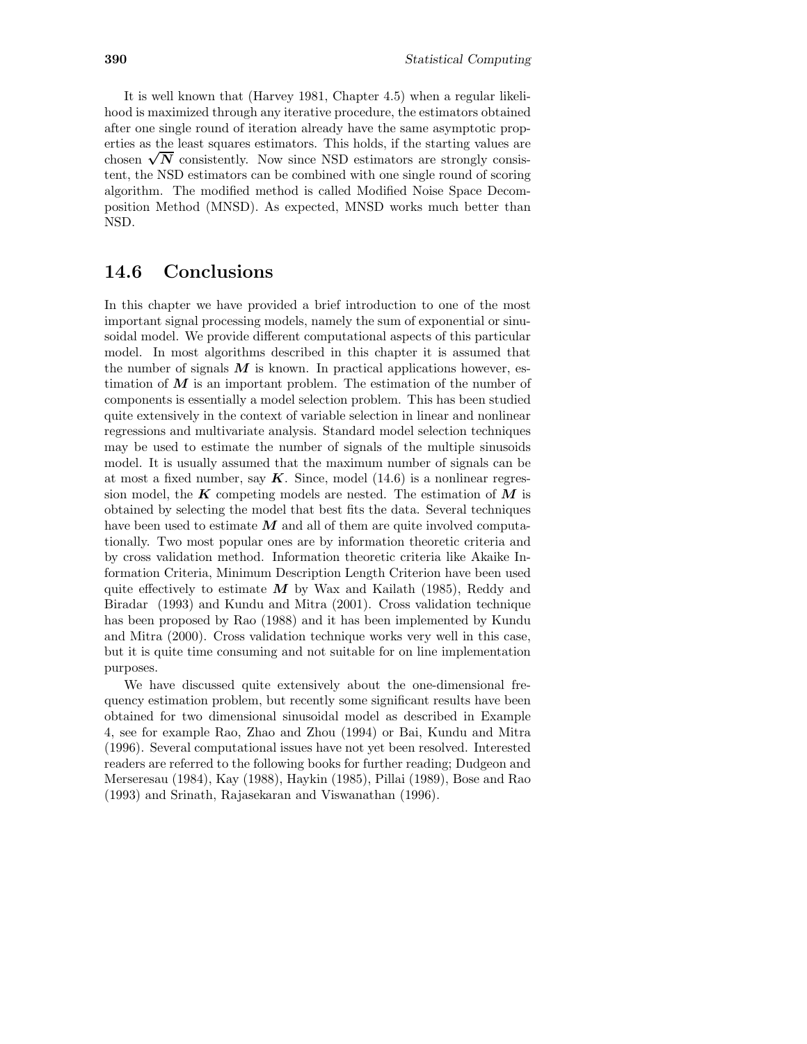It is well known that (Harvey 1981, Chapter 4.5) when a regular likelihood is maximized through any iterative procedure, the estimators obtained after one single round of iteration already have the same asymptotic properties as the least squares estimators. This holds, if the starting values are chosen $\sqrt{N}$ consistently. Now since NSD estimators are strongly consistent, the NSD estimators can be combined with one single round of scoring algorithm. The modified method is called Modified Noise Space Decomposition Method (MNSD). As expected, MNSD works much better than NSD.

## 14.6 Conclusions

In this chapter we have provided a brief introduction to one of the most important signal processing models, namely the sum of exponential or sinusoidal model. We provide different computational aspects of this particular model. In most algorithms described in this chapter it is assumed that the number of signals $\boldsymbol{M}$ is known. In practical applications however, estimation of $\boldsymbol{M}$ is an important problem. The estimation of the number of components is essentially a model selection problem. This has been studied quite extensively in the context of variable selection in linear and nonlinear regressions and multivariate analysis. Standard model selection techniques may be used to estimate the number of signals of the multiple sinusoids model. It is usually assumed that the maximum number of signals can be at most a fixed number, say $\boldsymbol{K}$. Since, model (14.6) is a nonlinear regression model, the $\boldsymbol{K}$ competing models are nested. The estimation of $\boldsymbol{M}$ is obtained by selecting the model that best fits the data. Several techniques have been used to estimate $\boldsymbol{M}$ and all of them are quite involved computationally. Two most popular ones are by information theoretic criteria and by cross validation method. Information theoretic criteria like Akaike Information Criteria, Minimum Description Length Criterion have been used quite effectively to estimate $\boldsymbol{M}$ by Wax and Kailath (1985), Reddy and Biradar (1993) and Kundu and Mitra (2001). Cross validation technique has been proposed by Rao (1988) and it has been implemented by Kundu and Mitra (2000). Cross validation technique works very well in this case, but it is quite time consuming and not suitable for on line implementation purposes.

We have discussed quite extensively about the one-dimensional frequency estimation problem, but recently some significant results have been obtained for two dimensional sinusoidal model as described in Example 4, see for example Rao, Zhao and Zhou (1994) or Bai, Kundu and Mitra (1996). Several computational issues have not yet been resolved. Interested readers are referred to the following books for further reading; Dudgeon and Merseresau (1984), Kay (1988), Haykin (1985), Pillai (1989), Bose and Rao (1993) and Srinath, Rajasekaran and Viswanathan (1996).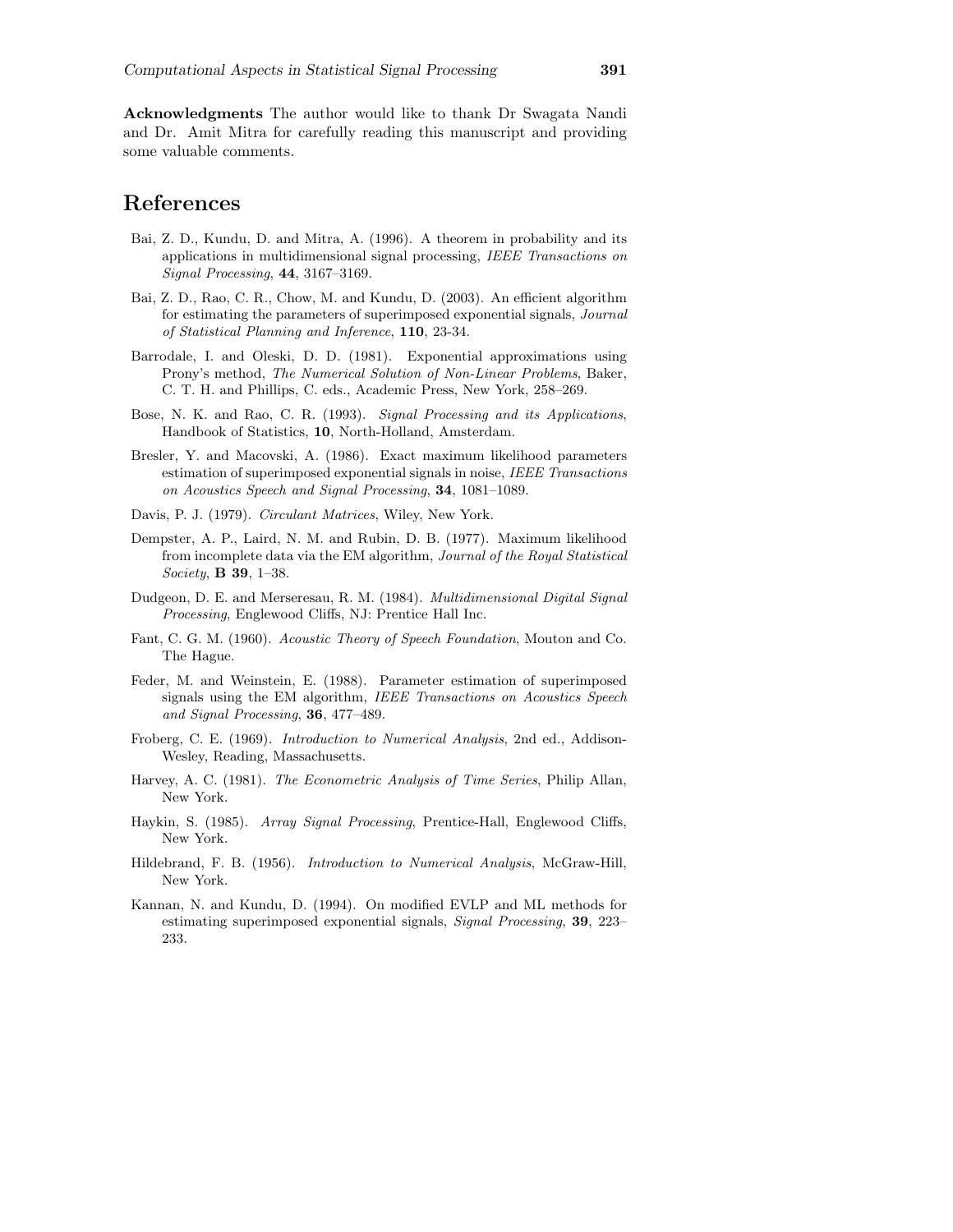**Acknowledgments** The author would like to thank Dr Swagata Nandi and Dr. Amit Mitra for carefully reading this manuscript and providing some valuable comments.

# References

Bai, Z. D., Kundu, D. and Mitra, A. (1996). A theorem in probability and its applications in multidimensional signal processing, *IEEE Transactions on Signal Processing*, **44**, 3167–3169.

Bai, Z. D., Rao, C. R., Chow, M. and Kundu, D. (2003). An efficient algorithm for estimating the parameters of superimposed exponential signals, *Journal of Statistical Planning and Inference*, **110**, 23-34.

Barrodale, I. and Oleski, D. D. (1981). Exponential approximations using Prony's method, *The Numerical Solution of Non-Linear Problems*, Baker, C. T. H. and Phillips, C. eds., Academic Press, New York, 258–269.

Bose, N. K. and Rao, C. R. (1993). *Signal Processing and its Applications*, Handbook of Statistics, **10**, North-Holland, Amsterdam.

Bresler, Y. and Macovski, A. (1986). Exact maximum likelihood parameters estimation of superimposed exponential signals in noise, *IEEE Transactions on Acoustics Speech and Signal Processing*, **34**, 1081–1089.

Davis, P. J. (1979). *Circulant Matrices*, Wiley, New York.

Dempster, A. P., Laird, N. M. and Rubin, D. B. (1977). Maximum likelihood from incomplete data via the EM algorithm, *Journal of the Royal Statistical Society*, **B 39**, 1–38.

Dudgeon, D. E. and Merseresau, R. M. (1984). *Multidimensional Digital Signal Processing*, Englewood Cliffs, NJ: Prentice Hall Inc.

Fant, C. G. M. (1960). *Acoustic Theory of Speech Foundation*, Mouton and Co. The Hague.

Feder, M. and Weinstein, E. (1988). Parameter estimation of superimposed signals using the EM algorithm, *IEEE Transactions on Acoustics Speech and Signal Processing*, **36**, 477–489.

Froberg, C. E. (1969). *Introduction to Numerical Analysis*, 2nd ed., Addison-Wesley, Reading, Massachusetts.

Harvey, A. C. (1981). *The Econometric Analysis of Time Series*, Philip Allan, New York.

Haykin, S. (1985). *Array Signal Processing*, Prentice-Hall, Englewood Cliffs, New York.

Hildebrand, F. B. (1956). *Introduction to Numerical Analysis*, McGraw-Hill, New York.

Kannan, N. and Kundu, D. (1994). On modified EVLP and ML methods for estimating superimposed exponential signals, *Signal Processing*, **39**, 223–233.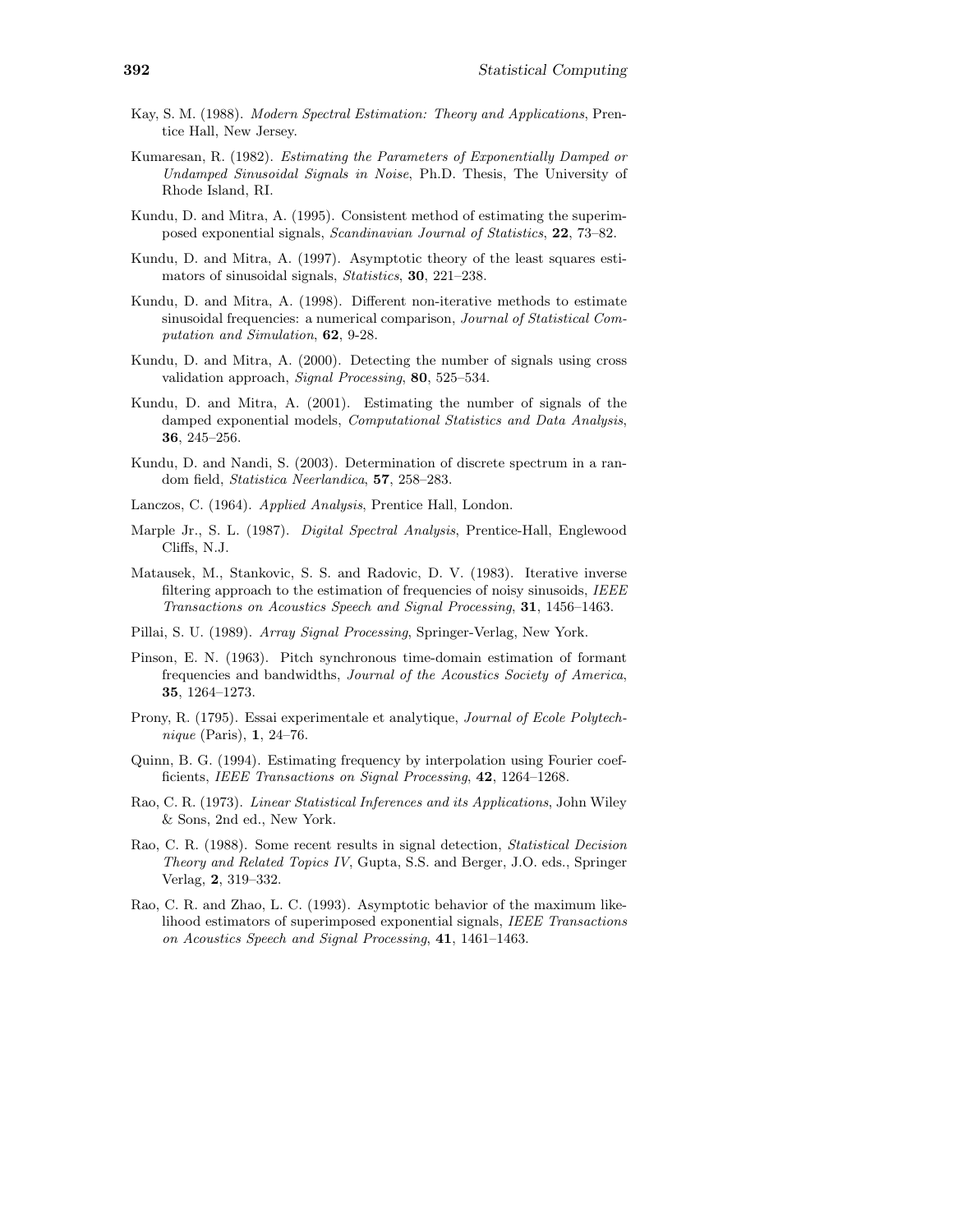Kay, S. M. (1988). *Modern Spectral Estimation: Theory and Applications*, Prentice Hall, New Jersey.

Kumaresan, R. (1982). *Estimating the Parameters of Exponentially Damped or Undamped Sinusoidal Signals in Noise*, Ph.D. Thesis, The University of Rhode Island, RI.

Kundu, D. and Mitra, A. (1995). Consistent method of estimating the superimposed exponential signals, *Scandinavian Journal of Statistics*, **22**, 73–82.

Kundu, D. and Mitra, A. (1997). Asymptotic theory of the least squares estimators of sinusoidal signals, *Statistics*, **30**, 221–238.

Kundu, D. and Mitra, A. (1998). Different non-iterative methods to estimate sinusoidal frequencies: a numerical comparison, *Journal of Statistical Computation and Simulation*, **62**, 9-28.

Kundu, D. and Mitra, A. (2000). Detecting the number of signals using cross validation approach, *Signal Processing*, **80**, 525–534.

Kundu, D. and Mitra, A. (2001). Estimating the number of signals of the damped exponential models, *Computational Statistics and Data Analysis*, **36**, 245–256.

Kundu, D. and Nandi, S. (2003). Determination of discrete spectrum in a random field, *Statistica Neerlandica*, **57**, 258–283.

Lanczos, C. (1964). *Applied Analysis*, Prentice Hall, London.

Marple Jr., S. L. (1987). *Digital Spectral Analysis*, Prentice-Hall, Englewood Cliffs, N.J.

Matausek, M., Stankovic, S. S. and Radovic, D. V. (1983). Iterative inverse filtering approach to the estimation of frequencies of noisy sinusoids, *IEEE Transactions on Acoustics Speech and Signal Processing*, **31**, 1456–1463.

Pillai, S. U. (1989). *Array Signal Processing*, Springer-Verlag, New York.

Pinson, E. N. (1963). Pitch synchronous time-domain estimation of formant frequencies and bandwidths, *Journal of the Acoustics Society of America*, **35**, 1264–1273.

Prony, R. (1795). Essai experimentale et analytique, *Journal of Ecole Polytechnique* (Paris), **1**, 24–76.

Quinn, B. G. (1994). Estimating frequency by interpolation using Fourier coefficients, *IEEE Transactions on Signal Processing*, **42**, 1264–1268.

Rao, C. R. (1973). *Linear Statistical Inferences and its Applications*, John Wiley & Sons, 2nd ed., New York.

Rao, C. R. (1988). Some recent results in signal detection, *Statistical Decision Theory and Related Topics IV*, Gupta, S.S. and Berger, J.O. eds., Springer Verlag, **2**, 319–332.

Rao, C. R. and Zhao, L. C. (1993). Asymptotic behavior of the maximum likelihood estimators of superimposed exponential signals, *IEEE Transactions on Acoustics Speech and Signal Processing*, **41**, 1461–1463.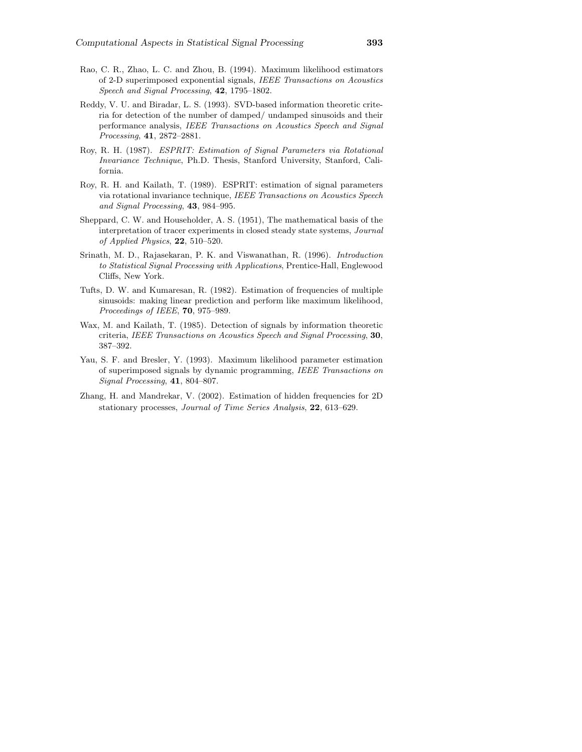Rao, C. R., Zhao, L. C. and Zhou, B. (1994). Maximum likelihood estimators of 2-D superimposed exponential signals, *IEEE Transactions on Acoustics Speech and Signal Processing*, **42**, 1795–1802.

Reddy, V. U. and Biradar, L. S. (1993). SVD-based information theoretic criteria for detection of the number of damped/ undamped sinusoids and their performance analysis, *IEEE Transactions on Acoustics Speech and Signal Processing*, **41**, 2872–2881.

Roy, R. H. (1987). *ESPRIT: Estimation of Signal Parameters via Rotational Invariance Technique*, Ph.D. Thesis, Stanford University, Stanford, California.

Roy, R. H. and Kailath, T. (1989). ESPRIT: estimation of signal parameters via rotational invariance technique, *IEEE Transactions on Acoustics Speech and Signal Processing*, **43**, 984–995.

Sheppard, C. W. and Householder, A. S. (1951), The mathematical basis of the interpretation of tracer experiments in closed steady state systems, *Journal of Applied Physics*, **22**, 510–520.

Srinath, M. D., Rajasekaran, P. K. and Viswanathan, R. (1996). *Introduction to Statistical Signal Processing with Applications*, Prentice-Hall, Englewood Cliffs, New York.

Tufts, D. W. and Kumaresan, R. (1982). Estimation of frequencies of multiple sinusoids: making linear prediction and perform like maximum likelihood, *Proceedings of IEEE*, **70**, 975–989.

Wax, M. and Kailath, T. (1985). Detection of signals by information theoretic criteria, *IEEE Transactions on Acoustics Speech and Signal Processing*, **30**, 387–392.

Yau, S. F. and Bresler, Y. (1993). Maximum likelihood parameter estimation of superimposed signals by dynamic programming, *IEEE Transactions on Signal Processing*, **41**, 804–807.

Zhang, H. and Mandrekar, V. (2002). Estimation of hidden frequencies for 2D stationary processes, *Journal of Time Series Analysis*, **22**, 613–629.